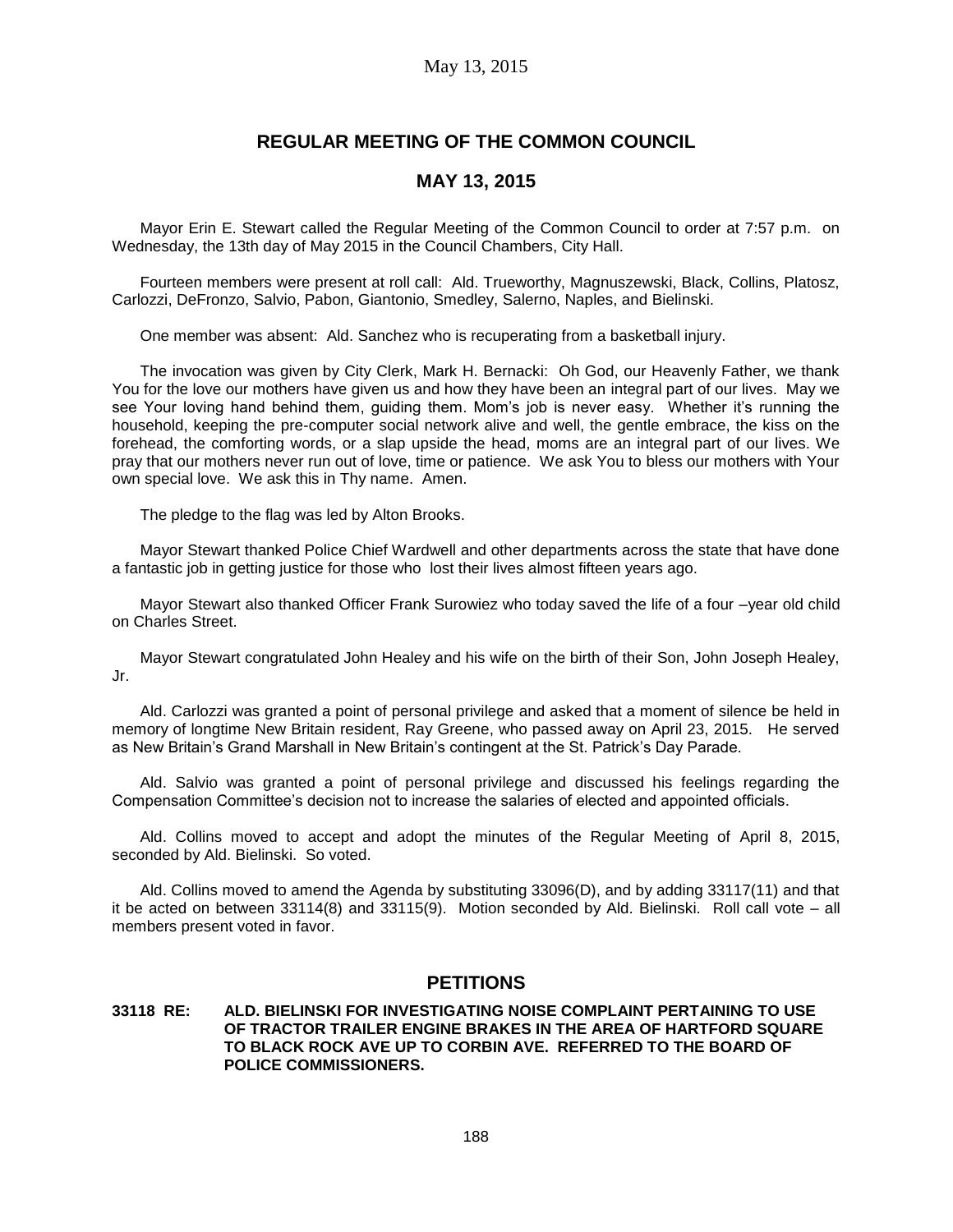# REGULAR MEETING OF THE COMMON COUNCIL

## MAY 13, 2015

Mayor Erin E. Stewart called the Regular Meeting of the Common Council to order at 7:57 p.m. on Wednesday, the 13th day of May 2015 in the Council Chambers, City Hall.

Fourteen members were present at roll call: Ald. Trueworthy, Magnuszewski, Black, Collins, Platosz, Carlozzi, DeFronzo, Salvio, Pabon, Giantonio, Smedley, Salerno, Naples, and Bielinski.

One member was absent: Ald. Sanchez who is recuperating from a basketball injury.

The invocation was given by City Clerk, Mark H. Bernacki: Oh God, our Heavenly Father, we thank You for the love our mothers have given us and how they have been an integral part of our lives. May we see Your loving hand behind them, guiding them. Mom's job is never easy. Whether it's running the household, keeping the pre-computer social network alive and well, the gentle embrace, the kiss on the forehead, the comforting words, or a slap upside the head, moms are an integral part of our lives. We pray that our mothers never run out of love, time or patience. We ask You to bless our mothers with Your own special love. We ask this in Thy name. Amen.

The pledge to the flag was led by Alton Brooks.

Mayor Stewart thanked Police Chief Wardwell and other departments across the state that have done a fantastic job in getting justice for those who lost their lives almost fifteen years ago.

Mayor Stewart also thanked Officer Frank Surowiez who today saved the life of a four –year old child on Charles Street.

Mayor Stewart congratulated John Healey and his wife on the birth of their Son, John Joseph Healey, Jr.

Ald. Carlozzi was granted a point of personal privilege and asked that a moment of silence be held in memory of longtime New Britain resident, Ray Greene, who passed away on April 23, 2015. He served as New Britain's Grand Marshall in New Britain's contingent at the St. Patrick's Day Parade.

Ald. Salvio was granted a point of personal privilege and discussed his feelings regarding the Compensation Committee's decision not to increase the salaries of elected and appointed officials.

Ald. Collins moved to accept and adopt the minutes of the Regular Meeting of April 8, 2015, seconded by Ald. Bielinski. So voted.

Ald. Collins moved to amend the Agenda by substituting 33096(D), and by adding 33117(11) and that it be acted on between 33114(8) and 33115(9). Motion seconded by Ald. Bielinski. Roll call vote – all members present voted in favor.

## PETITIONS

**33118 RE: ALD. BIELINSKI FOR INVESTIGATING NOISE COMPLAINT PERTAINING TO USE OF TRACTOR TRAILER ENGINE BRAKES IN THE AREA OF HARTFORD SQUARE TO BLACK ROCK AVE UP TO CORBIN AVE. REFERRED TO THE BOARD OF POLICE COMMISSIONERS.**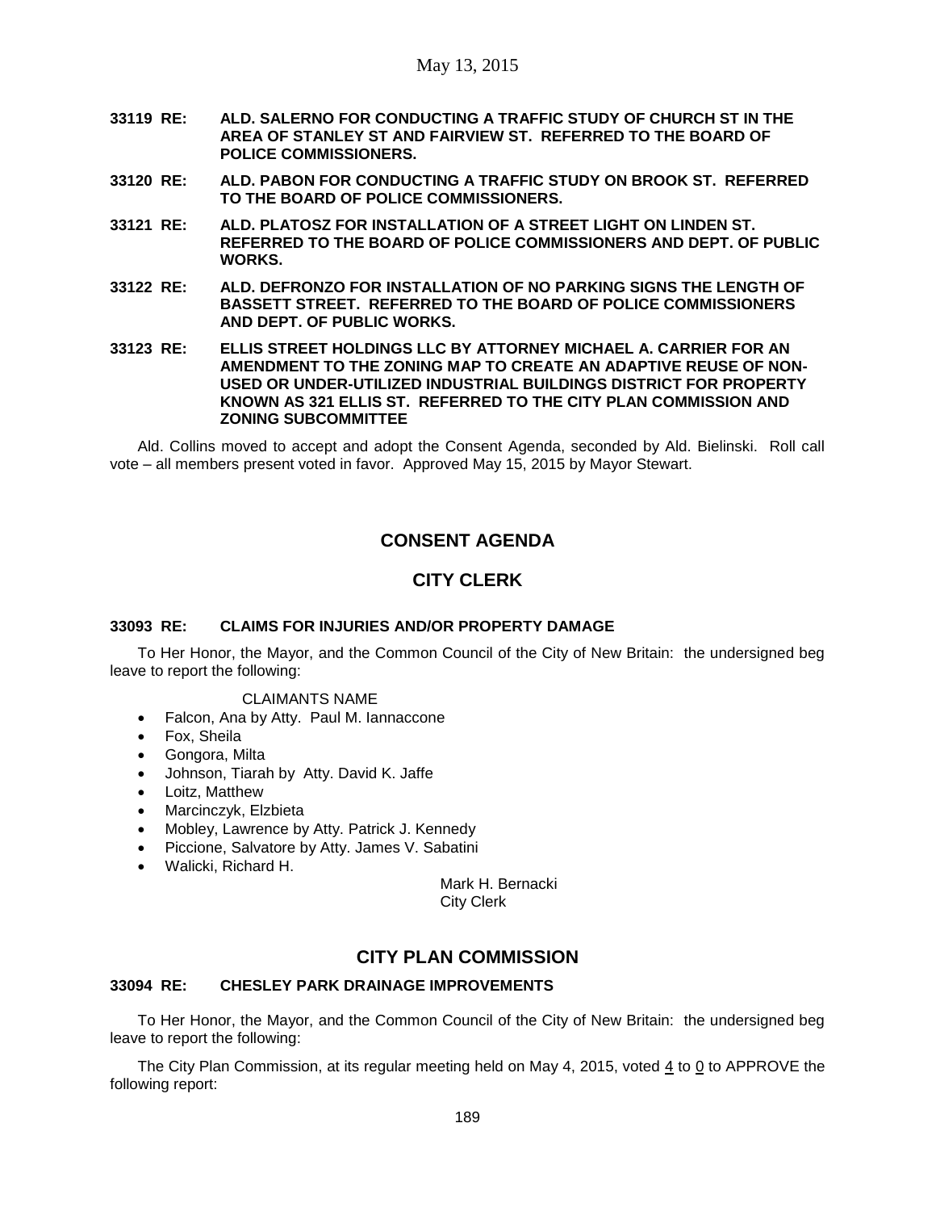**33119 RE: ALD. SALERNO FOR CONDUCTING A TRAFFIC STUDY OF CHURCH ST IN THE AREA OF STANLEY ST AND FAIRVIEW ST. REFERRED TO THE BOARD OF POLICE COMMISSIONERS.**

**33120 RE: ALD. PABON FOR CONDUCTING A TRAFFIC STUDY ON BROOK ST. REFERRED TO THE BOARD OF POLICE COMMISSIONERS.**

**33121 RE: ALD. PLATOSZ FOR INSTALLATION OF A STREET LIGHT ON LINDEN ST. REFERRED TO THE BOARD OF POLICE COMMISSIONERS AND DEPT. OF PUBLIC WORKS.**

**33122 RE: ALD. DEFRONZO FOR INSTALLATION OF NO PARKING SIGNS THE LENGTH OF BASSETT STREET. REFERRED TO THE BOARD OF POLICE COMMISSIONERS AND DEPT. OF PUBLIC WORKS.**

**33123 RE: ELLIS STREET HOLDINGS LLC BY ATTORNEY MICHAEL A. CARRIER FOR AN AMENDMENT TO THE ZONING MAP TO CREATE AN ADAPTIVE REUSE OF NON-USED OR UNDER-UTILIZED INDUSTRIAL BUILDINGS DISTRICT FOR PROPERTY KNOWN AS 321 ELLIS ST. REFERRED TO THE CITY PLAN COMMISSION AND ZONING SUBCOMMITTEE**

Ald. Collins moved to accept and adopt the Consent Agenda, seconded by Ald. Bielinski. Roll call vote – all members present voted in favor. Approved May 15, 2015 by Mayor Stewart.

## CONSENT AGENDA

## CITY CLERK

### 33093 RE: CLAIMS FOR INJURIES AND/OR PROPERTY DAMAGE

To Her Honor, the Mayor, and the Common Council of the City of New Britain: the undersigned beg leave to report the following:

CLAIMANTS NAME

- Falcon, Ana by Atty. Paul M. Iannaccone
- Fox, Sheila
- Gongora, Milta
- Johnson, Tiarah by Atty. David K. Jaffe
- Loitz, Matthew
- Marcinczyk, Elzbieta
- Mobley, Lawrence by Atty. Patrick J. Kennedy
- Piccione, Salvatore by Atty. James V. Sabatini
- Walicki, Richard H.

Mark H. Bernacki
City Clerk

## CITY PLAN COMMISSION

### 33094 RE: CHESLEY PARK DRAINAGE IMPROVEMENTS

To Her Honor, the Mayor, and the Common Council of the City of New Britain: the undersigned beg leave to report the following:

The City Plan Commission, at its regular meeting held on May 4, 2015, voted 4 to 0 to APPROVE the following report: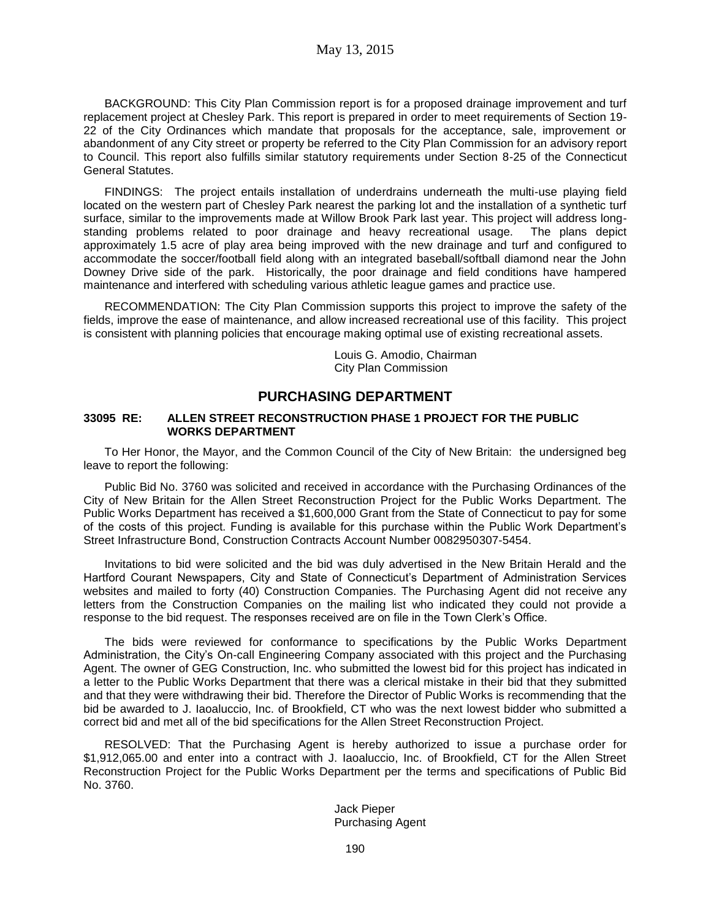BACKGROUND: This City Plan Commission report is for a proposed drainage improvement and turf replacement project at Chesley Park. This report is prepared in order to meet requirements of Section 19-22 of the City Ordinances which mandate that proposals for the acceptance, sale, improvement or abandonment of any City street or property be referred to the City Plan Commission for an advisory report to Council. This report also fulfills similar statutory requirements under Section 8-25 of the Connecticut General Statutes.

FINDINGS: The project entails installation of underdrains underneath the multi-use playing field located on the western part of Chesley Park nearest the parking lot and the installation of a synthetic turf surface, similar to the improvements made at Willow Brook Park last year. This project will address long-standing problems related to poor drainage and heavy recreational usage. The plans depict approximately 1.5 acre of play area being improved with the new drainage and turf and configured to accommodate the soccer/football field along with an integrated baseball/softball diamond near the John Downey Drive side of the park. Historically, the poor drainage and field conditions have hampered maintenance and interfered with scheduling various athletic league games and practice use.

RECOMMENDATION: The City Plan Commission supports this project to improve the safety of the fields, improve the ease of maintenance, and allow increased recreational use of this facility. This project is consistent with planning policies that encourage making optimal use of existing recreational assets.

Louis G. Amodio, Chairman
City Plan Commission

## PURCHASING DEPARTMENT

### 33095 RE: ALLEN STREET RECONSTRUCTION PHASE 1 PROJECT FOR THE PUBLIC WORKS DEPARTMENT

To Her Honor, the Mayor, and the Common Council of the City of New Britain: the undersigned beg leave to report the following:

Public Bid No. 3760 was solicited and received in accordance with the Purchasing Ordinances of the City of New Britain for the Allen Street Reconstruction Project for the Public Works Department. The Public Works Department has received a $1,600,000 Grant from the State of Connecticut to pay for some of the costs of this project. Funding is available for this purchase within the Public Work Department's Street Infrastructure Bond, Construction Contracts Account Number 0082950307-5454.

Invitations to bid were solicited and the bid was duly advertised in the New Britain Herald and the Hartford Courant Newspapers, City and State of Connecticut's Department of Administration Services websites and mailed to forty (40) Construction Companies. The Purchasing Agent did not receive any letters from the Construction Companies on the mailing list who indicated they could not provide a response to the bid request. The responses received are on file in the Town Clerk's Office.

The bids were reviewed for conformance to specifications by the Public Works Department Administration, the City's On-call Engineering Company associated with this project and the Purchasing Agent. The owner of GEG Construction, Inc. who submitted the lowest bid for this project has indicated in a letter to the Public Works Department that there was a clerical mistake in their bid that they submitted and that they were withdrawing their bid. Therefore the Director of Public Works is recommending that the bid be awarded to J. Iaoaluccio, Inc. of Brookfield, CT who was the next lowest bidder who submitted a correct bid and met all of the bid specifications for the Allen Street Reconstruction Project.

RESOLVED: That the Purchasing Agent is hereby authorized to issue a purchase order for $1,912,065.00 and enter into a contract with J. Iaoaluccio, Inc. of Brookfield, CT for the Allen Street Reconstruction Project for the Public Works Department per the terms and specifications of Public Bid No. 3760.

Jack Pieper
Purchasing Agent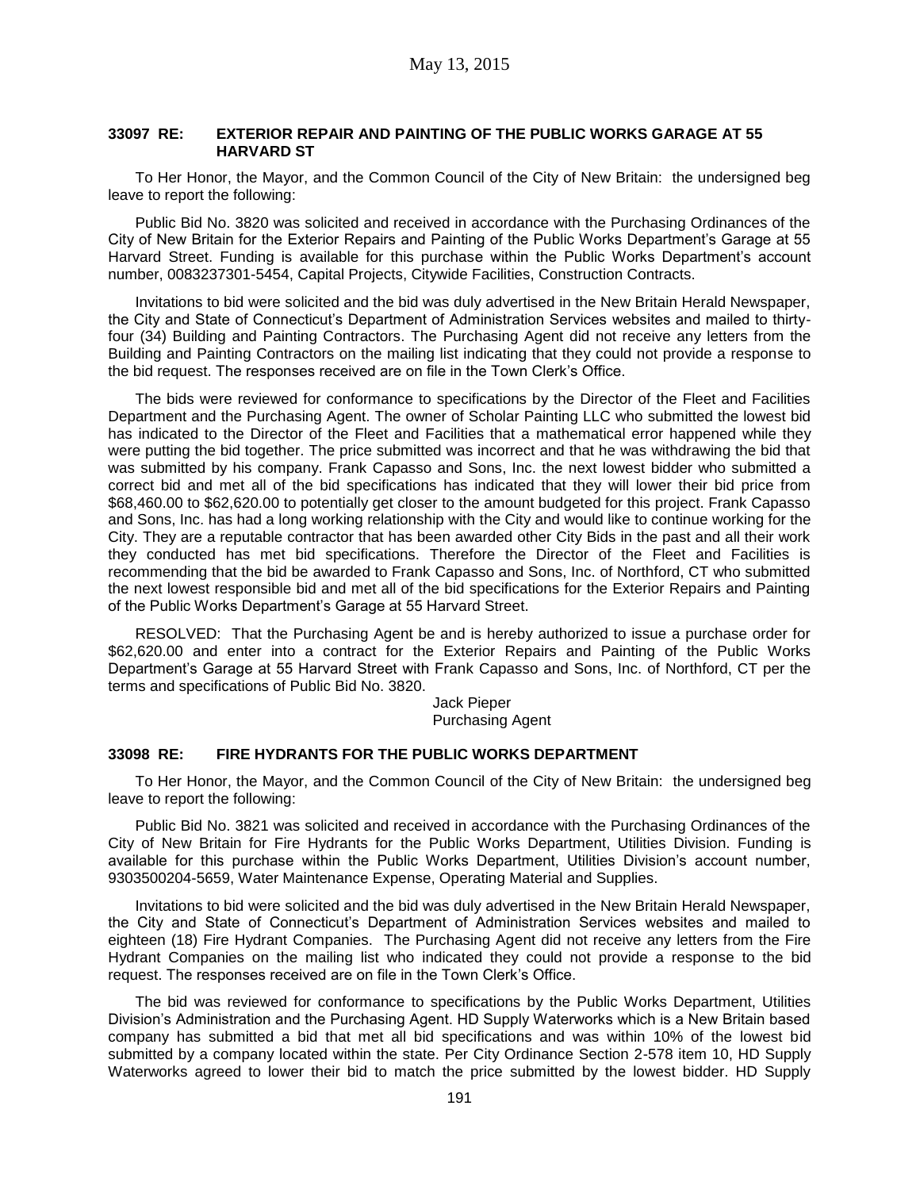### 33097 RE: EXTERIOR REPAIR AND PAINTING OF THE PUBLIC WORKS GARAGE AT 55 HARVARD ST

To Her Honor, the Mayor, and the Common Council of the City of New Britain: the undersigned beg leave to report the following:

Public Bid No. 3820 was solicited and received in accordance with the Purchasing Ordinances of the City of New Britain for the Exterior Repairs and Painting of the Public Works Department's Garage at 55 Harvard Street. Funding is available for this purchase within the Public Works Department's account number, 0083237301-5454, Capital Projects, Citywide Facilities, Construction Contracts.

Invitations to bid were solicited and the bid was duly advertised in the New Britain Herald Newspaper, the City and State of Connecticut's Department of Administration Services websites and mailed to thirty-four (34) Building and Painting Contractors. The Purchasing Agent did not receive any letters from the Building and Painting Contractors on the mailing list indicating that they could not provide a response to the bid request. The responses received are on file in the Town Clerk's Office.

The bids were reviewed for conformance to specifications by the Director of the Fleet and Facilities Department and the Purchasing Agent. The owner of Scholar Painting LLC who submitted the lowest bid has indicated to the Director of the Fleet and Facilities that a mathematical error happened while they were putting the bid together. The price submitted was incorrect and that he was withdrawing the bid that was submitted by his company. Frank Capasso and Sons, Inc. the next lowest bidder who submitted a correct bid and met all of the bid specifications has indicated that they will lower their bid price from $68,460.00 to $62,620.00 to potentially get closer to the amount budgeted for this project. Frank Capasso and Sons, Inc. has had a long working relationship with the City and would like to continue working for the City. They are a reputable contractor that has been awarded other City Bids in the past and all their work they conducted has met bid specifications. Therefore the Director of the Fleet and Facilities is recommending that the bid be awarded to Frank Capasso and Sons, Inc. of Northford, CT who submitted the next lowest responsible bid and met all of the bid specifications for the Exterior Repairs and Painting of the Public Works Department's Garage at 55 Harvard Street.

RESOLVED: That the Purchasing Agent be and is hereby authorized to issue a purchase order for $62,620.00 and enter into a contract for the Exterior Repairs and Painting of the Public Works Department's Garage at 55 Harvard Street with Frank Capasso and Sons, Inc. of Northford, CT per the terms and specifications of Public Bid No. 3820.

Jack Pieper
Purchasing Agent

### 33098 RE: FIRE HYDRANTS FOR THE PUBLIC WORKS DEPARTMENT

To Her Honor, the Mayor, and the Common Council of the City of New Britain: the undersigned beg leave to report the following:

Public Bid No. 3821 was solicited and received in accordance with the Purchasing Ordinances of the City of New Britain for Fire Hydrants for the Public Works Department, Utilities Division. Funding is available for this purchase within the Public Works Department, Utilities Division's account number, 9303500204-5659, Water Maintenance Expense, Operating Material and Supplies.

Invitations to bid were solicited and the bid was duly advertised in the New Britain Herald Newspaper, the City and State of Connecticut's Department of Administration Services websites and mailed to eighteen (18) Fire Hydrant Companies. The Purchasing Agent did not receive any letters from the Fire Hydrant Companies on the mailing list who indicated they could not provide a response to the bid request. The responses received are on file in the Town Clerk's Office.

The bid was reviewed for conformance to specifications by the Public Works Department, Utilities Division's Administration and the Purchasing Agent. HD Supply Waterworks which is a New Britain based company has submitted a bid that met all bid specifications and was within 10% of the lowest bid submitted by a company located within the state. Per City Ordinance Section 2-578 item 10, HD Supply Waterworks agreed to lower their bid to match the price submitted by the lowest bidder. HD Supply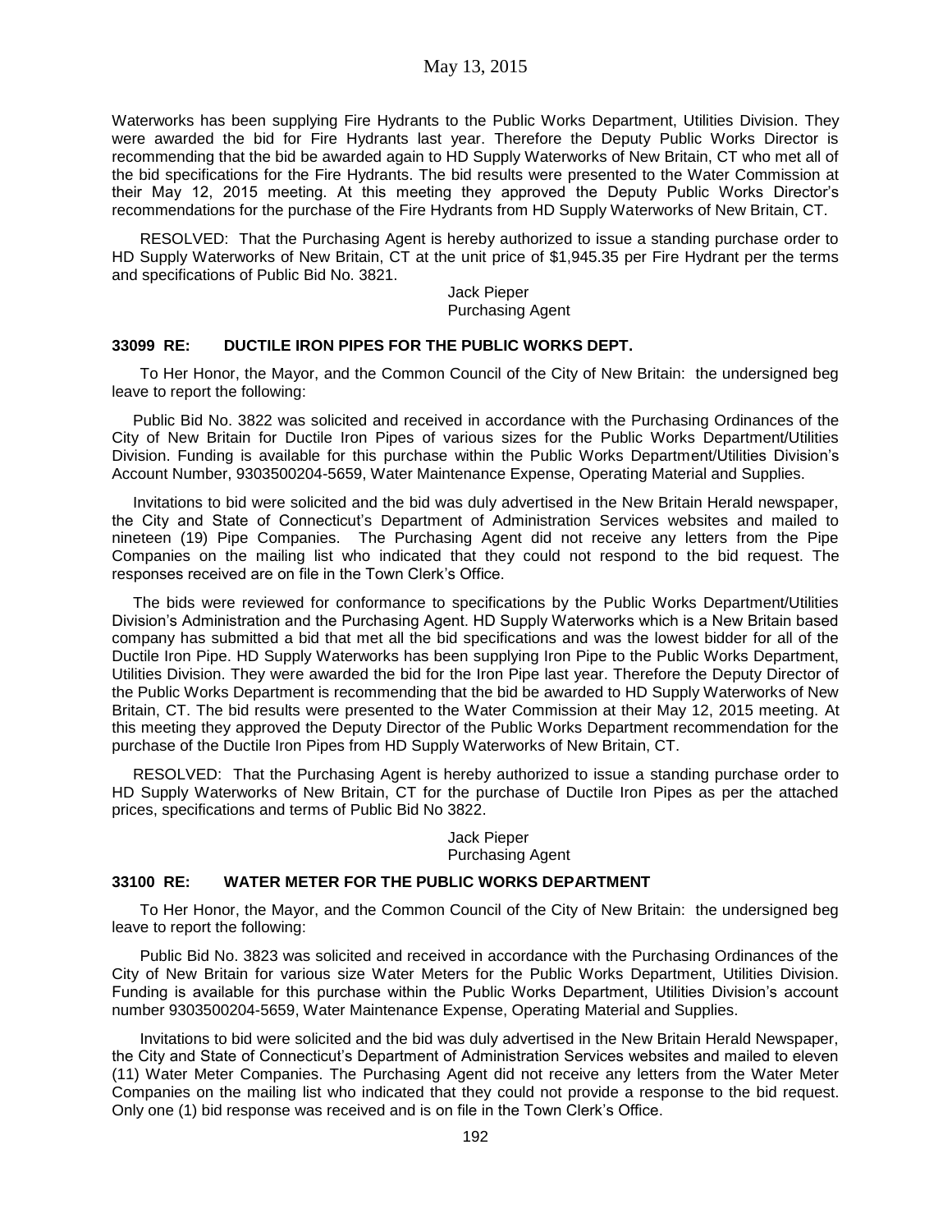Waterworks has been supplying Fire Hydrants to the Public Works Department, Utilities Division. They were awarded the bid for Fire Hydrants last year. Therefore the Deputy Public Works Director is recommending that the bid be awarded again to HD Supply Waterworks of New Britain, CT who met all of the bid specifications for the Fire Hydrants. The bid results were presented to the Water Commission at their May 12, 2015 meeting. At this meeting they approved the Deputy Public Works Director's recommendations for the purchase of the Fire Hydrants from HD Supply Waterworks of New Britain, CT.

RESOLVED: That the Purchasing Agent is hereby authorized to issue a standing purchase order to HD Supply Waterworks of New Britain, CT at the unit price of $1,945.35 per Fire Hydrant per the terms and specifications of Public Bid No. 3821.

Jack Pieper
Purchasing Agent

**33099 RE: DUCTILE IRON PIPES FOR THE PUBLIC WORKS DEPT.**

To Her Honor, the Mayor, and the Common Council of the City of New Britain: the undersigned beg leave to report the following:

Public Bid No. 3822 was solicited and received in accordance with the Purchasing Ordinances of the City of New Britain for Ductile Iron Pipes of various sizes for the Public Works Department/Utilities Division. Funding is available for this purchase within the Public Works Department/Utilities Division's Account Number, 9303500204-5659, Water Maintenance Expense, Operating Material and Supplies.

Invitations to bid were solicited and the bid was duly advertised in the New Britain Herald newspaper, the City and State of Connecticut's Department of Administration Services websites and mailed to nineteen (19) Pipe Companies. The Purchasing Agent did not receive any letters from the Pipe Companies on the mailing list who indicated that they could not respond to the bid request. The responses received are on file in the Town Clerk's Office.

The bids were reviewed for conformance to specifications by the Public Works Department/Utilities Division's Administration and the Purchasing Agent. HD Supply Waterworks which is a New Britain based company has submitted a bid that met all the bid specifications and was the lowest bidder for all of the Ductile Iron Pipe. HD Supply Waterworks has been supplying Iron Pipe to the Public Works Department, Utilities Division. They were awarded the bid for the Iron Pipe last year. Therefore the Deputy Director of the Public Works Department is recommending that the bid be awarded to HD Supply Waterworks of New Britain, CT. The bid results were presented to the Water Commission at their May 12, 2015 meeting. At this meeting they approved the Deputy Director of the Public Works Department recommendation for the purchase of the Ductile Iron Pipes from HD Supply Waterworks of New Britain, CT.

RESOLVED: That the Purchasing Agent is hereby authorized to issue a standing purchase order to HD Supply Waterworks of New Britain, CT for the purchase of Ductile Iron Pipes as per the attached prices, specifications and terms of Public Bid No 3822.

Jack Pieper
Purchasing Agent

**33100 RE: WATER METER FOR THE PUBLIC WORKS DEPARTMENT**

To Her Honor, the Mayor, and the Common Council of the City of New Britain: the undersigned beg leave to report the following:

Public Bid No. 3823 was solicited and received in accordance with the Purchasing Ordinances of the City of New Britain for various size Water Meters for the Public Works Department, Utilities Division. Funding is available for this purchase within the Public Works Department, Utilities Division's account number 9303500204-5659, Water Maintenance Expense, Operating Material and Supplies.

Invitations to bid were solicited and the bid was duly advertised in the New Britain Herald Newspaper, the City and State of Connecticut's Department of Administration Services websites and mailed to eleven (11) Water Meter Companies. The Purchasing Agent did not receive any letters from the Water Meter Companies on the mailing list who indicated that they could not provide a response to the bid request. Only one (1) bid response was received and is on file in the Town Clerk's Office.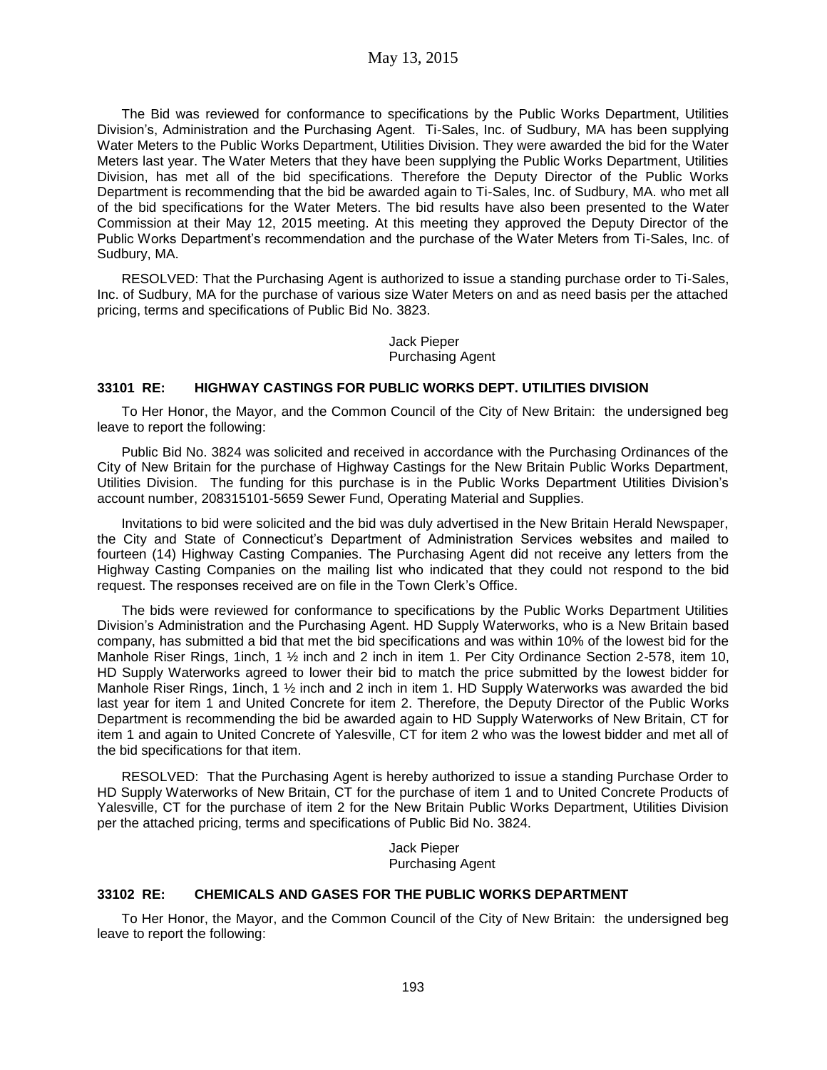The Bid was reviewed for conformance to specifications by the Public Works Department, Utilities Division's, Administration and the Purchasing Agent. Ti-Sales, Inc. of Sudbury, MA has been supplying Water Meters to the Public Works Department, Utilities Division. They were awarded the bid for the Water Meters last year. The Water Meters that they have been supplying the Public Works Department, Utilities Division, has met all of the bid specifications. Therefore the Deputy Director of the Public Works Department is recommending that the bid be awarded again to Ti-Sales, Inc. of Sudbury, MA. who met all of the bid specifications for the Water Meters. The bid results have also been presented to the Water Commission at their May 12, 2015 meeting. At this meeting they approved the Deputy Director of the Public Works Department's recommendation and the purchase of the Water Meters from Ti-Sales, Inc. of Sudbury, MA.

RESOLVED: That the Purchasing Agent is authorized to issue a standing purchase order to Ti-Sales, Inc. of Sudbury, MA for the purchase of various size Water Meters on and as need basis per the attached pricing, terms and specifications of Public Bid No. 3823.

Jack Pieper
Purchasing Agent

### 33101 RE: HIGHWAY CASTINGS FOR PUBLIC WORKS DEPT. UTILITIES DIVISION

To Her Honor, the Mayor, and the Common Council of the City of New Britain: the undersigned beg leave to report the following:

Public Bid No. 3824 was solicited and received in accordance with the Purchasing Ordinances of the City of New Britain for the purchase of Highway Castings for the New Britain Public Works Department, Utilities Division. The funding for this purchase is in the Public Works Department Utilities Division's account number, 208315101-5659 Sewer Fund, Operating Material and Supplies.

Invitations to bid were solicited and the bid was duly advertised in the New Britain Herald Newspaper, the City and State of Connecticut's Department of Administration Services websites and mailed to fourteen (14) Highway Casting Companies. The Purchasing Agent did not receive any letters from the Highway Casting Companies on the mailing list who indicated that they could not respond to the bid request. The responses received are on file in the Town Clerk's Office.

The bids were reviewed for conformance to specifications by the Public Works Department Utilities Division's Administration and the Purchasing Agent. HD Supply Waterworks, who is a New Britain based company, has submitted a bid that met the bid specifications and was within 10% of the lowest bid for the Manhole Riser Rings, 1inch, 1 ½ inch and 2 inch in item 1. Per City Ordinance Section 2-578, item 10, HD Supply Waterworks agreed to lower their bid to match the price submitted by the lowest bidder for Manhole Riser Rings, 1inch, 1 ½ inch and 2 inch in item 1. HD Supply Waterworks was awarded the bid last year for item 1 and United Concrete for item 2. Therefore, the Deputy Director of the Public Works Department is recommending the bid be awarded again to HD Supply Waterworks of New Britain, CT for item 1 and again to United Concrete of Yalesville, CT for item 2 who was the lowest bidder and met all of the bid specifications for that item.

RESOLVED: That the Purchasing Agent is hereby authorized to issue a standing Purchase Order to HD Supply Waterworks of New Britain, CT for the purchase of item 1 and to United Concrete Products of Yalesville, CT for the purchase of item 2 for the New Britain Public Works Department, Utilities Division per the attached pricing, terms and specifications of Public Bid No. 3824.

Jack Pieper
Purchasing Agent

### 33102 RE: CHEMICALS AND GASES FOR THE PUBLIC WORKS DEPARTMENT

To Her Honor, the Mayor, and the Common Council of the City of New Britain: the undersigned beg leave to report the following: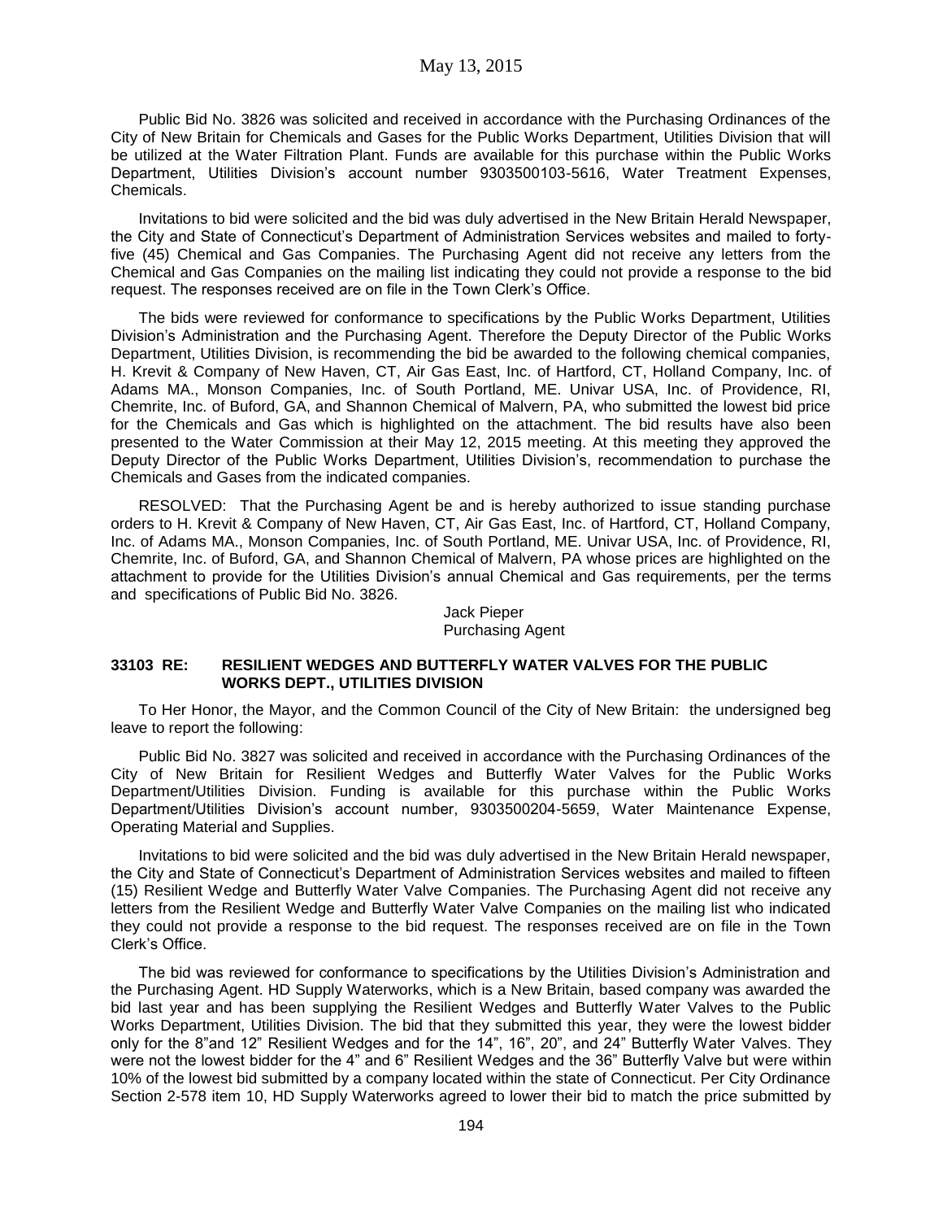Public Bid No. 3826 was solicited and received in accordance with the Purchasing Ordinances of the City of New Britain for Chemicals and Gases for the Public Works Department, Utilities Division that will be utilized at the Water Filtration Plant. Funds are available for this purchase within the Public Works Department, Utilities Division's account number 9303500103-5616, Water Treatment Expenses, Chemicals.

Invitations to bid were solicited and the bid was duly advertised in the New Britain Herald Newspaper, the City and State of Connecticut's Department of Administration Services websites and mailed to forty-five (45) Chemical and Gas Companies. The Purchasing Agent did not receive any letters from the Chemical and Gas Companies on the mailing list indicating they could not provide a response to the bid request. The responses received are on file in the Town Clerk's Office.

The bids were reviewed for conformance to specifications by the Public Works Department, Utilities Division's Administration and the Purchasing Agent. Therefore the Deputy Director of the Public Works Department, Utilities Division, is recommending the bid be awarded to the following chemical companies, H. Krevit & Company of New Haven, CT, Air Gas East, Inc. of Hartford, CT, Holland Company, Inc. of Adams MA., Monson Companies, Inc. of South Portland, ME. Univar USA, Inc. of Providence, RI, Chemrite, Inc. of Buford, GA, and Shannon Chemical of Malvern, PA, who submitted the lowest bid price for the Chemicals and Gas which is highlighted on the attachment. The bid results have also been presented to the Water Commission at their May 12, 2015 meeting. At this meeting they approved the Deputy Director of the Public Works Department, Utilities Division's, recommendation to purchase the Chemicals and Gases from the indicated companies.

RESOLVED: That the Purchasing Agent be and is hereby authorized to issue standing purchase orders to H. Krevit & Company of New Haven, CT, Air Gas East, Inc. of Hartford, CT, Holland Company, Inc. of Adams MA., Monson Companies, Inc. of South Portland, ME. Univar USA, Inc. of Providence, RI, Chemrite, Inc. of Buford, GA, and Shannon Chemical of Malvern, PA whose prices are highlighted on the attachment to provide for the Utilities Division's annual Chemical and Gas requirements, per the terms and specifications of Public Bid No. 3826.

Jack Pieper
Purchasing Agent

**33103 RE: RESILIENT WEDGES AND BUTTERFLY WATER VALVES FOR THE PUBLIC WORKS DEPT., UTILITIES DIVISION**

To Her Honor, the Mayor, and the Common Council of the City of New Britain: the undersigned beg leave to report the following:

Public Bid No. 3827 was solicited and received in accordance with the Purchasing Ordinances of the City of New Britain for Resilient Wedges and Butterfly Water Valves for the Public Works Department/Utilities Division. Funding is available for this purchase within the Public Works Department/Utilities Division's account number, 9303500204-5659, Water Maintenance Expense, Operating Material and Supplies.

Invitations to bid were solicited and the bid was duly advertised in the New Britain Herald newspaper, the City and State of Connecticut's Department of Administration Services websites and mailed to fifteen (15) Resilient Wedge and Butterfly Water Valve Companies. The Purchasing Agent did not receive any letters from the Resilient Wedge and Butterfly Water Valve Companies on the mailing list who indicated they could not provide a response to the bid request. The responses received are on file in the Town Clerk's Office.

The bid was reviewed for conformance to specifications by the Utilities Division's Administration and the Purchasing Agent. HD Supply Waterworks, which is a New Britain, based company was awarded the bid last year and has been supplying the Resilient Wedges and Butterfly Water Valves to the Public Works Department, Utilities Division. The bid that they submitted this year, they were the lowest bidder only for the 8"and 12" Resilient Wedges and for the 14", 16", 20", and 24" Butterfly Water Valves. They were not the lowest bidder for the 4" and 6" Resilient Wedges and the 36" Butterfly Valve but were within 10% of the lowest bid submitted by a company located within the state of Connecticut. Per City Ordinance Section 2-578 item 10, HD Supply Waterworks agreed to lower their bid to match the price submitted by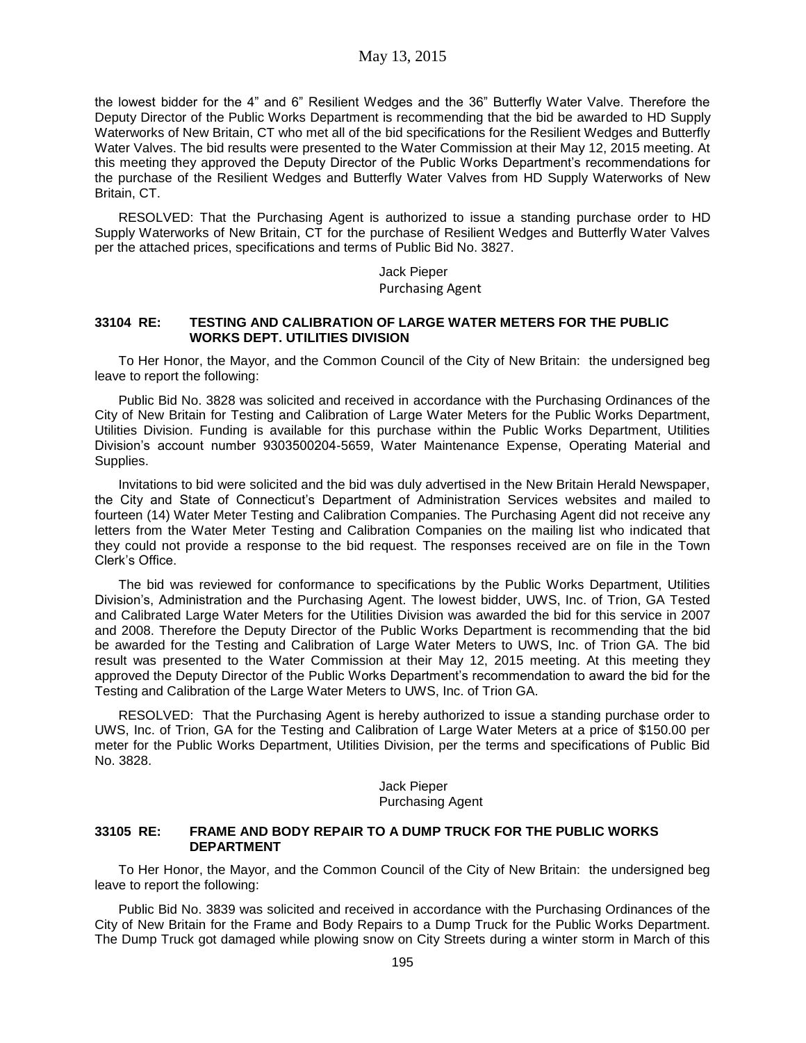the lowest bidder for the 4" and 6" Resilient Wedges and the 36" Butterfly Water Valve. Therefore the Deputy Director of the Public Works Department is recommending that the bid be awarded to HD Supply Waterworks of New Britain, CT who met all of the bid specifications for the Resilient Wedges and Butterfly Water Valves. The bid results were presented to the Water Commission at their May 12, 2015 meeting. At this meeting they approved the Deputy Director of the Public Works Department's recommendations for the purchase of the Resilient Wedges and Butterfly Water Valves from HD Supply Waterworks of New Britain, CT.

RESOLVED: That the Purchasing Agent is authorized to issue a standing purchase order to HD Supply Waterworks of New Britain, CT for the purchase of Resilient Wedges and Butterfly Water Valves per the attached prices, specifications and terms of Public Bid No. 3827.

Jack Pieper
Purchasing Agent

**33104 RE: TESTING AND CALIBRATION OF LARGE WATER METERS FOR THE PUBLIC WORKS DEPT. UTILITIES DIVISION**

To Her Honor, the Mayor, and the Common Council of the City of New Britain: the undersigned beg leave to report the following:

Public Bid No. 3828 was solicited and received in accordance with the Purchasing Ordinances of the City of New Britain for Testing and Calibration of Large Water Meters for the Public Works Department, Utilities Division. Funding is available for this purchase within the Public Works Department, Utilities Division's account number 9303500204-5659, Water Maintenance Expense, Operating Material and Supplies.

Invitations to bid were solicited and the bid was duly advertised in the New Britain Herald Newspaper, the City and State of Connecticut's Department of Administration Services websites and mailed to fourteen (14) Water Meter Testing and Calibration Companies. The Purchasing Agent did not receive any letters from the Water Meter Testing and Calibration Companies on the mailing list who indicated that they could not provide a response to the bid request. The responses received are on file in the Town Clerk's Office.

The bid was reviewed for conformance to specifications by the Public Works Department, Utilities Division's, Administration and the Purchasing Agent. The lowest bidder, UWS, Inc. of Trion, GA Tested and Calibrated Large Water Meters for the Utilities Division was awarded the bid for this service in 2007 and 2008. Therefore the Deputy Director of the Public Works Department is recommending that the bid be awarded for the Testing and Calibration of Large Water Meters to UWS, Inc. of Trion GA. The bid result was presented to the Water Commission at their May 12, 2015 meeting. At this meeting they approved the Deputy Director of the Public Works Department's recommendation to award the bid for the Testing and Calibration of the Large Water Meters to UWS, Inc. of Trion GA.

RESOLVED: That the Purchasing Agent is hereby authorized to issue a standing purchase order to UWS, Inc. of Trion, GA for the Testing and Calibration of Large Water Meters at a price of $150.00 per meter for the Public Works Department, Utilities Division, per the terms and specifications of Public Bid No. 3828.

Jack Pieper
Purchasing Agent

**33105 RE: FRAME AND BODY REPAIR TO A DUMP TRUCK FOR THE PUBLIC WORKS DEPARTMENT**

To Her Honor, the Mayor, and the Common Council of the City of New Britain: the undersigned beg leave to report the following:

Public Bid No. 3839 was solicited and received in accordance with the Purchasing Ordinances of the City of New Britain for the Frame and Body Repairs to a Dump Truck for the Public Works Department. The Dump Truck got damaged while plowing snow on City Streets during a winter storm in March of this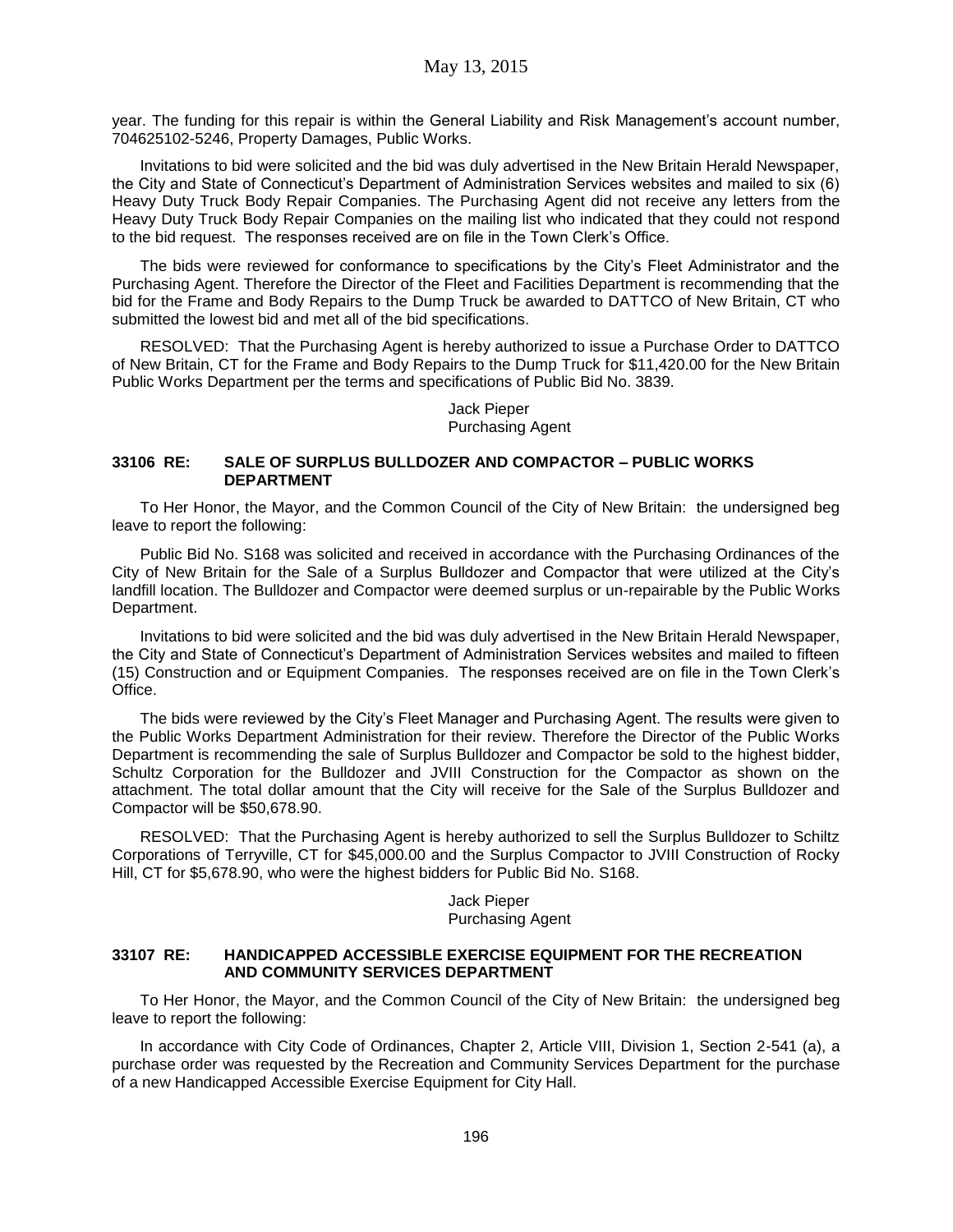year. The funding for this repair is within the General Liability and Risk Management's account number, 704625102-5246, Property Damages, Public Works.

Invitations to bid were solicited and the bid was duly advertised in the New Britain Herald Newspaper, the City and State of Connecticut's Department of Administration Services websites and mailed to six (6) Heavy Duty Truck Body Repair Companies. The Purchasing Agent did not receive any letters from the Heavy Duty Truck Body Repair Companies on the mailing list who indicated that they could not respond to the bid request. The responses received are on file in the Town Clerk's Office.

The bids were reviewed for conformance to specifications by the City's Fleet Administrator and the Purchasing Agent. Therefore the Director of the Fleet and Facilities Department is recommending that the bid for the Frame and Body Repairs to the Dump Truck be awarded to DATTCO of New Britain, CT who submitted the lowest bid and met all of the bid specifications.

RESOLVED: That the Purchasing Agent is hereby authorized to issue a Purchase Order to DATTCO of New Britain, CT for the Frame and Body Repairs to the Dump Truck for $11,420.00 for the New Britain Public Works Department per the terms and specifications of Public Bid No. 3839.

Jack Pieper
Purchasing Agent

**33106 RE: SALE OF SURPLUS BULLDOZER AND COMPACTOR – PUBLIC WORKS DEPARTMENT**

To Her Honor, the Mayor, and the Common Council of the City of New Britain: the undersigned beg leave to report the following:

Public Bid No. S168 was solicited and received in accordance with the Purchasing Ordinances of the City of New Britain for the Sale of a Surplus Bulldozer and Compactor that were utilized at the City's landfill location. The Bulldozer and Compactor were deemed surplus or un-repairable by the Public Works Department.

Invitations to bid were solicited and the bid was duly advertised in the New Britain Herald Newspaper, the City and State of Connecticut's Department of Administration Services websites and mailed to fifteen (15) Construction and or Equipment Companies. The responses received are on file in the Town Clerk's Office.

The bids were reviewed by the City's Fleet Manager and Purchasing Agent. The results were given to the Public Works Department Administration for their review. Therefore the Director of the Public Works Department is recommending the sale of Surplus Bulldozer and Compactor be sold to the highest bidder, Schultz Corporation for the Bulldozer and JVIII Construction for the Compactor as shown on the attachment. The total dollar amount that the City will receive for the Sale of the Surplus Bulldozer and Compactor will be $50,678.90.

RESOLVED: That the Purchasing Agent is hereby authorized to sell the Surplus Bulldozer to Schiltz Corporations of Terryville, CT for $45,000.00 and the Surplus Compactor to JVIII Construction of Rocky Hill, CT for $5,678.90, who were the highest bidders for Public Bid No. S168.

Jack Pieper
Purchasing Agent

**33107 RE: HANDICAPPED ACCESSIBLE EXERCISE EQUIPMENT FOR THE RECREATION AND COMMUNITY SERVICES DEPARTMENT**

To Her Honor, the Mayor, and the Common Council of the City of New Britain: the undersigned beg leave to report the following:

In accordance with City Code of Ordinances, Chapter 2, Article VIII, Division 1, Section 2-541 (a), a purchase order was requested by the Recreation and Community Services Department for the purchase of a new Handicapped Accessible Exercise Equipment for City Hall.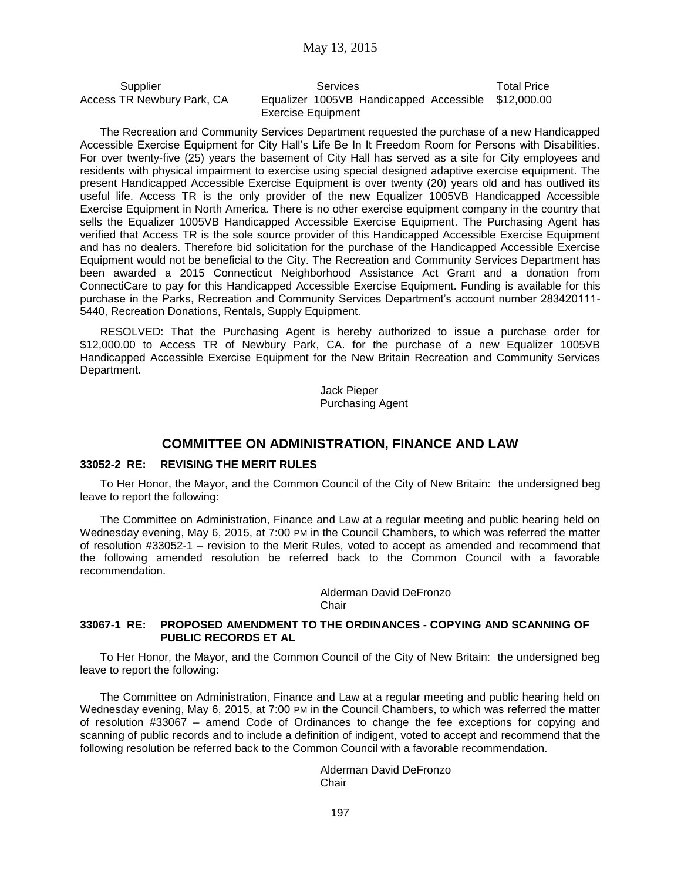| Supplier | Services | Total Price |
| --- | --- | --- |
| Access TR Newbury Park, CA | Equalizer 1005VB Handicapped Accessible Exercise Equipment | $12,000.00 |

The Recreation and Community Services Department requested the purchase of a new Handicapped Accessible Exercise Equipment for City Hall's Life Be In It Freedom Room for Persons with Disabilities. For over twenty-five (25) years the basement of City Hall has served as a site for City employees and residents with physical impairment to exercise using special designed adaptive exercise equipment. The present Handicapped Accessible Exercise Equipment is over twenty (20) years old and has outlived its useful life. Access TR is the only provider of the new Equalizer 1005VB Handicapped Accessible Exercise Equipment in North America. There is no other exercise equipment company in the country that sells the Equalizer 1005VB Handicapped Accessible Exercise Equipment. The Purchasing Agent has verified that Access TR is the sole source provider of this Handicapped Accessible Exercise Equipment and has no dealers. Therefore bid solicitation for the purchase of the Handicapped Accessible Exercise Equipment would not be beneficial to the City. The Recreation and Community Services Department has been awarded a 2015 Connecticut Neighborhood Assistance Act Grant and a donation from ConnectiCare to pay for this Handicapped Accessible Exercise Equipment. Funding is available for this purchase in the Parks, Recreation and Community Services Department's account number 283420111-5440, Recreation Donations, Rentals, Supply Equipment.

RESOLVED: That the Purchasing Agent is hereby authorized to issue a purchase order for $12,000.00 to Access TR of Newbury Park, CA. for the purchase of a new Equalizer 1005VB Handicapped Accessible Exercise Equipment for the New Britain Recreation and Community Services Department.

Jack Pieper
Purchasing Agent

## COMMITTEE ON ADMINISTRATION, FINANCE AND LAW

### 33052-2 RE: REVISING THE MERIT RULES

To Her Honor, the Mayor, and the Common Council of the City of New Britain: the undersigned beg leave to report the following:

The Committee on Administration, Finance and Law at a regular meeting and public hearing held on Wednesday evening, May 6, 2015, at 7:00 PM in the Council Chambers, to which was referred the matter of resolution #33052-1 – revision to the Merit Rules, voted to accept as amended and recommend that the following amended resolution be referred back to the Common Council with a favorable recommendation.

Alderman David DeFronzo
Chair

### 33067-1 RE: PROPOSED AMENDMENT TO THE ORDINANCES - COPYING AND SCANNING OF PUBLIC RECORDS ET AL

To Her Honor, the Mayor, and the Common Council of the City of New Britain: the undersigned beg leave to report the following:

The Committee on Administration, Finance and Law at a regular meeting and public hearing held on Wednesday evening, May 6, 2015, at 7:00 PM in the Council Chambers, to which was referred the matter of resolution #33067 – amend Code of Ordinances to change the fee exceptions for copying and scanning of public records and to include a definition of indigent, voted to accept and recommend that the following resolution be referred back to the Common Council with a favorable recommendation.

Alderman David DeFronzo
Chair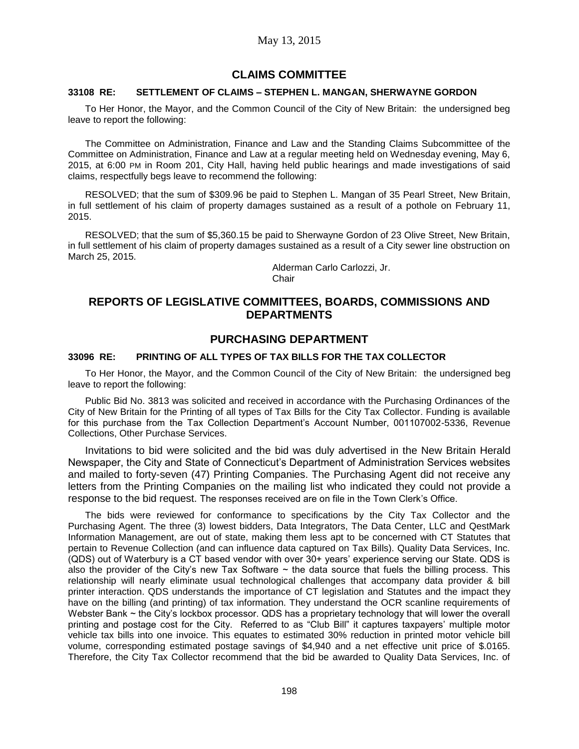## CLAIMS COMMITTEE

### 33108 RE: SETTLEMENT OF CLAIMS – STEPHEN L. MANGAN, SHERWAYNE GORDON

To Her Honor, the Mayor, and the Common Council of the City of New Britain: the undersigned beg leave to report the following:

The Committee on Administration, Finance and Law and the Standing Claims Subcommittee of the Committee on Administration, Finance and Law at a regular meeting held on Wednesday evening, May 6, 2015, at 6:00 PM in Room 201, City Hall, having held public hearings and made investigations of said claims, respectfully begs leave to recommend the following:

RESOLVED; that the sum of $309.96 be paid to Stephen L. Mangan of 35 Pearl Street, New Britain, in full settlement of his claim of property damages sustained as a result of a pothole on February 11, 2015.

RESOLVED; that the sum of $5,360.15 be paid to Sherwayne Gordon of 23 Olive Street, New Britain, in full settlement of his claim of property damages sustained as a result of a City sewer line obstruction on March 25, 2015.

Alderman Carlo Carlozzi, Jr.
Chair

## REPORTS OF LEGISLATIVE COMMITTEES, BOARDS, COMMISSIONS AND DEPARTMENTS

## PURCHASING DEPARTMENT

### 33096 RE: PRINTING OF ALL TYPES OF TAX BILLS FOR THE TAX COLLECTOR

To Her Honor, the Mayor, and the Common Council of the City of New Britain: the undersigned beg leave to report the following:

Public Bid No. 3813 was solicited and received in accordance with the Purchasing Ordinances of the City of New Britain for the Printing of all types of Tax Bills for the City Tax Collector. Funding is available for this purchase from the Tax Collection Department's Account Number, 001107002-5336, Revenue Collections, Other Purchase Services.

Invitations to bid were solicited and the bid was duly advertised in the New Britain Herald Newspaper, the City and State of Connecticut's Department of Administration Services websites and mailed to forty-seven (47) Printing Companies. The Purchasing Agent did not receive any letters from the Printing Companies on the mailing list who indicated they could not provide a response to the bid request. The responses received are on file in the Town Clerk's Office.

The bids were reviewed for conformance to specifications by the City Tax Collector and the Purchasing Agent. The three (3) lowest bidders, Data Integrators, The Data Center, LLC and QestMark Information Management, are out of state, making them less apt to be concerned with CT Statutes that pertain to Revenue Collection (and can influence data captured on Tax Bills). Quality Data Services, Inc. (QDS) out of Waterbury is a CT based vendor with over 30+ years' experience serving our State. QDS is also the provider of the City's new Tax Software ~ the data source that fuels the billing process. This relationship will nearly eliminate usual technological challenges that accompany data provider & bill printer interaction. QDS understands the importance of CT legislation and Statutes and the impact they have on the billing (and printing) of tax information. They understand the OCR scanline requirements of Webster Bank ~ the City's lockbox processor. QDS has a proprietary technology that will lower the overall printing and postage cost for the City. Referred to as "Club Bill" it captures taxpayers' multiple motor vehicle tax bills into one invoice. This equates to estimated 30% reduction in printed motor vehicle bill volume, corresponding estimated postage savings of $4,940 and a net effective unit price of $.0165. Therefore, the City Tax Collector recommend that the bid be awarded to Quality Data Services, Inc. of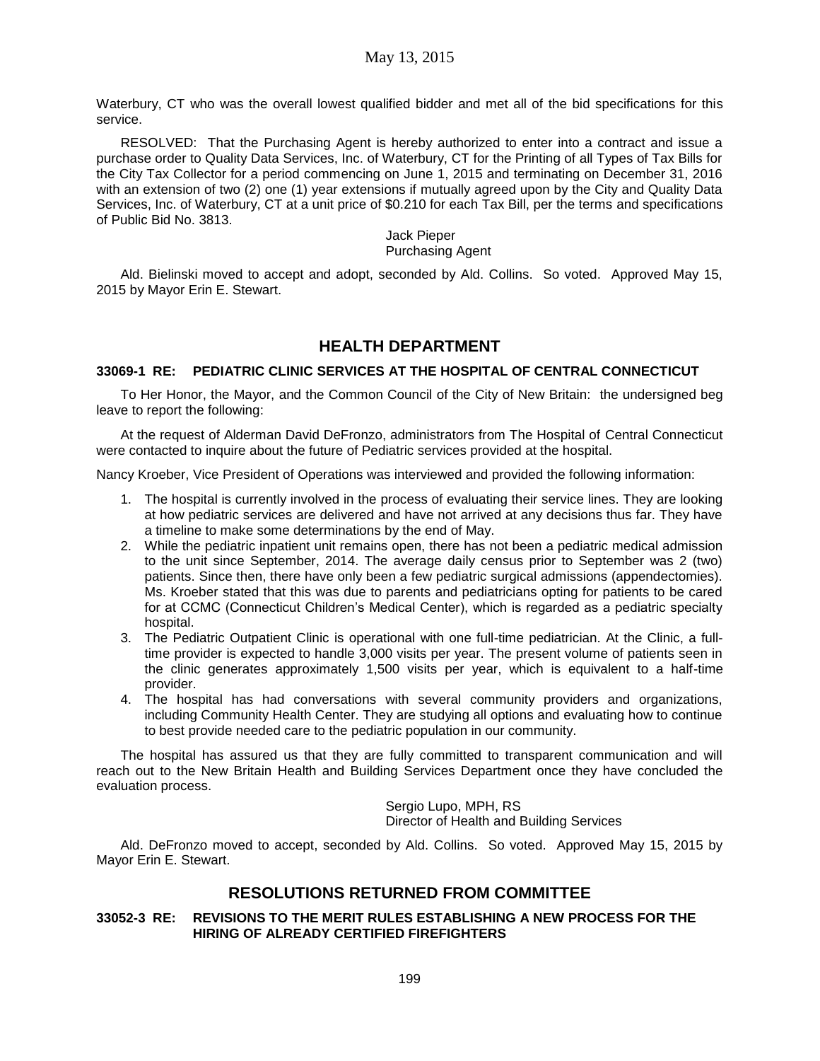Waterbury, CT who was the overall lowest qualified bidder and met all of the bid specifications for this service.

RESOLVED: That the Purchasing Agent is hereby authorized to enter into a contract and issue a purchase order to Quality Data Services, Inc. of Waterbury, CT for the Printing of all Types of Tax Bills for the City Tax Collector for a period commencing on June 1, 2015 and terminating on December 31, 2016 with an extension of two (2) one (1) year extensions if mutually agreed upon by the City and Quality Data Services, Inc. of Waterbury, CT at a unit price of $0.210 for each Tax Bill, per the terms and specifications of Public Bid No. 3813.

Jack Pieper
Purchasing Agent

Ald. Bielinski moved to accept and adopt, seconded by Ald. Collins. So voted. Approved May 15, 2015 by Mayor Erin E. Stewart.

## HEALTH DEPARTMENT

### 33069-1 RE: PEDIATRIC CLINIC SERVICES AT THE HOSPITAL OF CENTRAL CONNECTICUT

To Her Honor, the Mayor, and the Common Council of the City of New Britain: the undersigned beg leave to report the following:

At the request of Alderman David DeFronzo, administrators from The Hospital of Central Connecticut were contacted to inquire about the future of Pediatric services provided at the hospital.

Nancy Kroeber, Vice President of Operations was interviewed and provided the following information:

1. The hospital is currently involved in the process of evaluating their service lines. They are looking at how pediatric services are delivered and have not arrived at any decisions thus far. They have a timeline to make some determinations by the end of May.
2. While the pediatric inpatient unit remains open, there has not been a pediatric medical admission to the unit since September, 2014. The average daily census prior to September was 2 (two) patients. Since then, there have only been a few pediatric surgical admissions (appendectomies). Ms. Kroeber stated that this was due to parents and pediatricians opting for patients to be cared for at CCMC (Connecticut Children's Medical Center), which is regarded as a pediatric specialty hospital.
3. The Pediatric Outpatient Clinic is operational with one full-time pediatrician. At the Clinic, a full-time provider is expected to handle 3,000 visits per year. The present volume of patients seen in the clinic generates approximately 1,500 visits per year, which is equivalent to a half-time provider.
4. The hospital has had conversations with several community providers and organizations, including Community Health Center. They are studying all options and evaluating how to continue to best provide needed care to the pediatric population in our community.

The hospital has assured us that they are fully committed to transparent communication and will reach out to the New Britain Health and Building Services Department once they have concluded the evaluation process.

Sergio Lupo, MPH, RS
Director of Health and Building Services

Ald. DeFronzo moved to accept, seconded by Ald. Collins. So voted. Approved May 15, 2015 by Mayor Erin E. Stewart.

## RESOLUTIONS RETURNED FROM COMMITTEE

### 33052-3 RE: REVISIONS TO THE MERIT RULES ESTABLISHING A NEW PROCESS FOR THE HIRING OF ALREADY CERTIFIED FIREFIGHTERS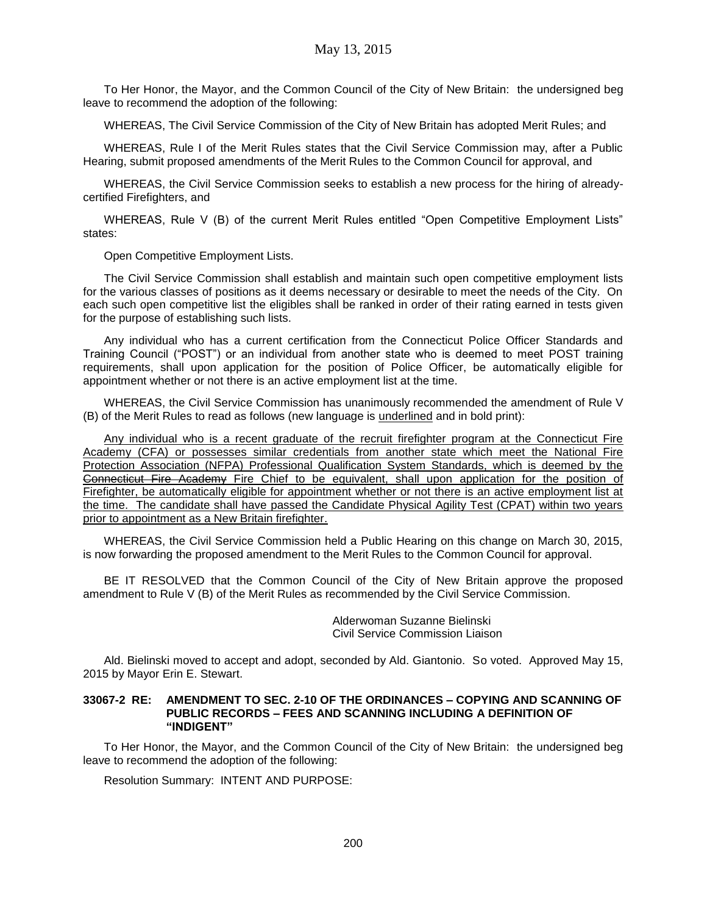To Her Honor, the Mayor, and the Common Council of the City of New Britain: the undersigned beg leave to recommend the adoption of the following:

WHEREAS, The Civil Service Commission of the City of New Britain has adopted Merit Rules; and

WHEREAS, Rule I of the Merit Rules states that the Civil Service Commission may, after a Public Hearing, submit proposed amendments of the Merit Rules to the Common Council for approval, and

WHEREAS, the Civil Service Commission seeks to establish a new process for the hiring of already-certified Firefighters, and

WHEREAS, Rule V (B) of the current Merit Rules entitled "Open Competitive Employment Lists" states:

Open Competitive Employment Lists.

The Civil Service Commission shall establish and maintain such open competitive employment lists for the various classes of positions as it deems necessary or desirable to meet the needs of the City. On each such open competitive list the eligibles shall be ranked in order of their rating earned in tests given for the purpose of establishing such lists.

Any individual who has a current certification from the Connecticut Police Officer Standards and Training Council ("POST") or an individual from another state who is deemed to meet POST training requirements, shall upon application for the position of Police Officer, be automatically eligible for appointment whether or not there is an active employment list at the time.

WHEREAS, the Civil Service Commission has unanimously recommended the amendment of Rule V (B) of the Merit Rules to read as follows (new language is <u>underlined</u> and in bold print):

<u>Any individual who is a recent graduate of the recruit firefighter program at the Connecticut Fire Academy (CFA) or possesses similar credentials from another state which meet the National Fire Protection Association (NFPA) Professional Qualification System Standards, which is deemed by the ~~Connecticut Fire Academy~~ Fire Chief to be equivalent, shall upon application for the position of Firefighter, be automatically eligible for appointment whether or not there is an active employment list at the time. The candidate shall have passed the Candidate Physical Agility Test (CPAT) within two years prior to appointment as a New Britain firefighter.</u>

WHEREAS, the Civil Service Commission held a Public Hearing on this change on March 30, 2015, is now forwarding the proposed amendment to the Merit Rules to the Common Council for approval.

BE IT RESOLVED that the Common Council of the City of New Britain approve the proposed amendment to Rule V (B) of the Merit Rules as recommended by the Civil Service Commission.

Alderwoman Suzanne Bielinski
Civil Service Commission Liaison

Ald. Bielinski moved to accept and adopt, seconded by Ald. Giantonio. So voted. Approved May 15, 2015 by Mayor Erin E. Stewart.

**33067-2 RE: AMENDMENT TO SEC. 2-10 OF THE ORDINANCES – COPYING AND SCANNING OF PUBLIC RECORDS – FEES AND SCANNING INCLUDING A DEFINITION OF "INDIGENT"**

To Her Honor, the Mayor, and the Common Council of the City of New Britain: the undersigned beg leave to recommend the adoption of the following:

Resolution Summary: INTENT AND PURPOSE: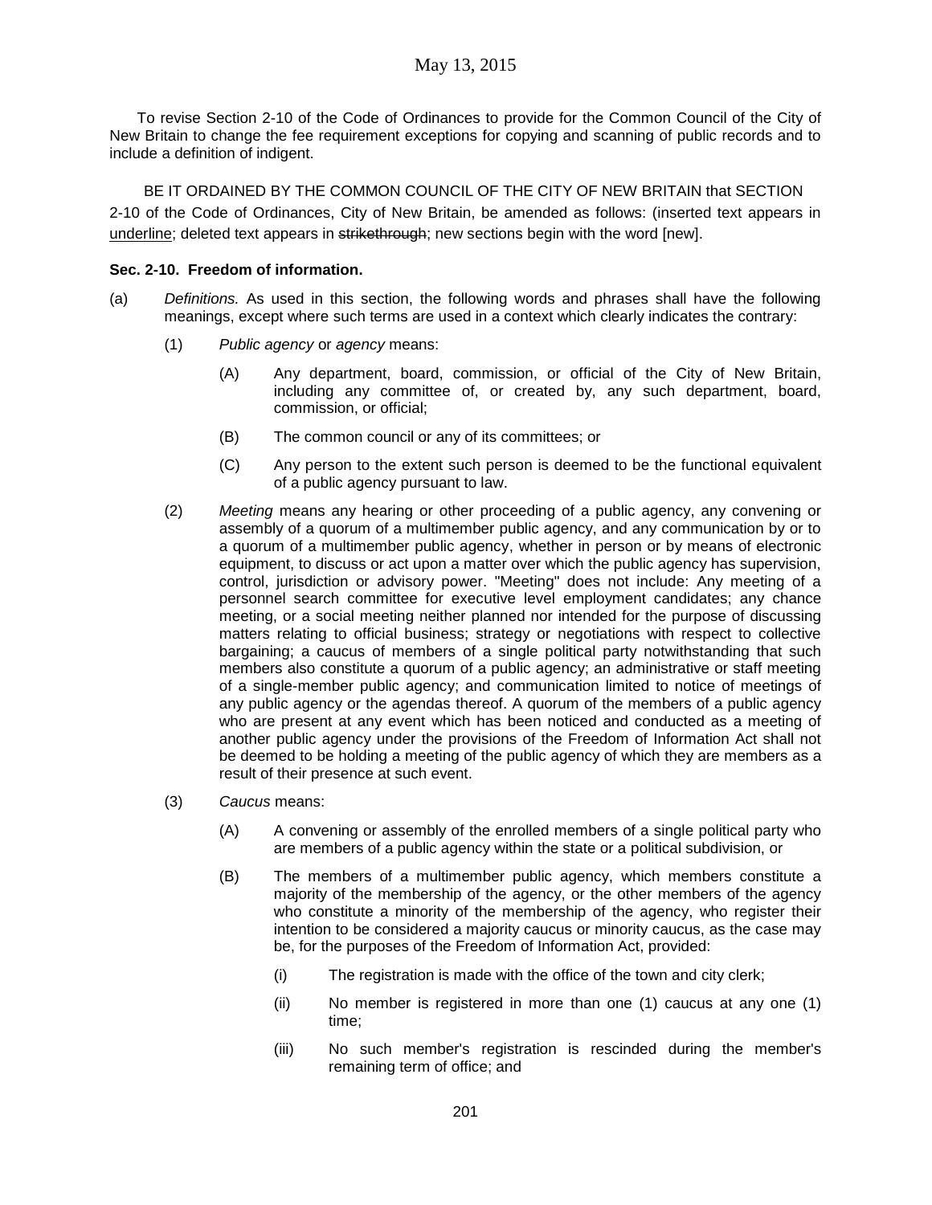May 13, 2015

To revise Section 2-10 of the Code of Ordinances to provide for the Common Council of the City of New Britain to change the fee requirement exceptions for copying and scanning of public records and to include a definition of indigent.

BE IT ORDAINED BY THE COMMON COUNCIL OF THE CITY OF NEW BRITAIN that SECTION 2-10 of the Code of Ordinances, City of New Britain, be amended as follows: (inserted text appears in <u>underline</u>; deleted text appears in ~~strikethrough~~; new sections begin with the word [new].

**Sec. 2-10. Freedom of information.**

(a) *Definitions.* As used in this section, the following words and phrases shall have the following meanings, except where such terms are used in a context which clearly indicates the contrary:

(1) *Public agency* or *agency* means:

(A) Any department, board, commission, or official of the City of New Britain, including any committee of, or created by, any such department, board, commission, or official;

(B) The common council or any of its committees; or

(C) Any person to the extent such person is deemed to be the functional equivalent of a public agency pursuant to law.

(2) *Meeting* means any hearing or other proceeding of a public agency, any convening or assembly of a quorum of a multimember public agency, and any communication by or to a quorum of a multimember public agency, whether in person or by means of electronic equipment, to discuss or act upon a matter over which the public agency has supervision, control, jurisdiction or advisory power. "Meeting" does not include: Any meeting of a personnel search committee for executive level employment candidates; any chance meeting, or a social meeting neither planned nor intended for the purpose of discussing matters relating to official business; strategy or negotiations with respect to collective bargaining; a caucus of members of a single political party notwithstanding that such members also constitute a quorum of a public agency; an administrative or staff meeting of a single-member public agency; and communication limited to notice of meetings of any public agency or the agendas thereof. A quorum of the members of a public agency who are present at any event which has been noticed and conducted as a meeting of another public agency under the provisions of the Freedom of Information Act shall not be deemed to be holding a meeting of the public agency of which they are members as a result of their presence at such event.

(3) *Caucus* means:

(A) A convening or assembly of the enrolled members of a single political party who are members of a public agency within the state or a political subdivision, or

(B) The members of a multimember public agency, which members constitute a majority of the membership of the agency, or the other members of the agency who constitute a minority of the membership of the agency, who register their intention to be considered a majority caucus or minority caucus, as the case may be, for the purposes of the Freedom of Information Act, provided:

(i) The registration is made with the office of the town and city clerk;

(ii) No member is registered in more than one (1) caucus at any one (1) time;

(iii) No such member's registration is rescinded during the member's remaining term of office; and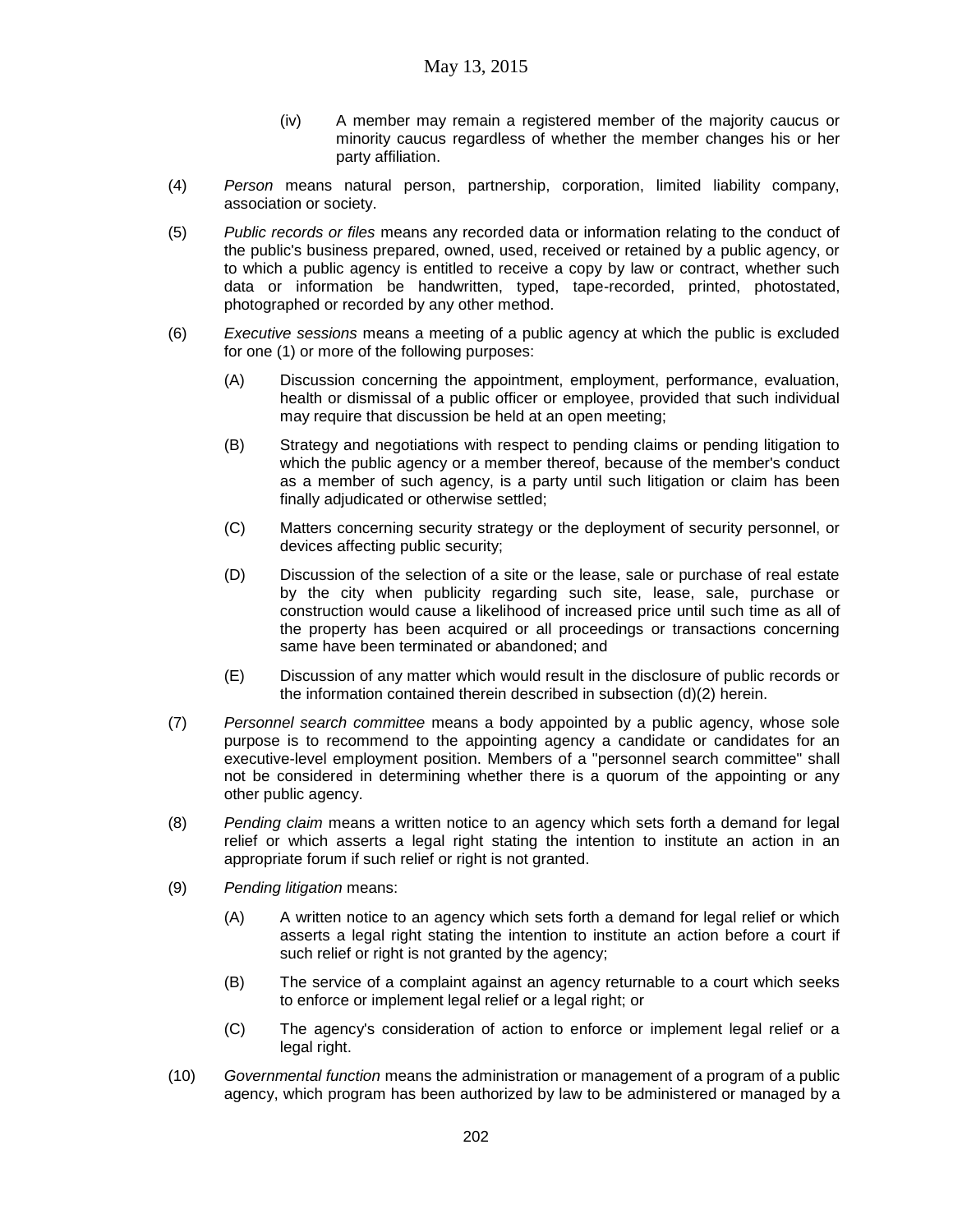(iv) A member may remain a registered member of the majority caucus or minority caucus regardless of whether the member changes his or her party affiliation.

(4) *Person* means natural person, partnership, corporation, limited liability company, association or society.

(5) *Public records or files* means any recorded data or information relating to the conduct of the public's business prepared, owned, used, received or retained by a public agency, or to which a public agency is entitled to receive a copy by law or contract, whether such data or information be handwritten, typed, tape-recorded, printed, photostated, photographed or recorded by any other method.

(6) *Executive sessions* means a meeting of a public agency at which the public is excluded for one (1) or more of the following purposes:

(A) Discussion concerning the appointment, employment, performance, evaluation, health or dismissal of a public officer or employee, provided that such individual may require that discussion be held at an open meeting;

(B) Strategy and negotiations with respect to pending claims or pending litigation to which the public agency or a member thereof, because of the member's conduct as a member of such agency, is a party until such litigation or claim has been finally adjudicated or otherwise settled;

(C) Matters concerning security strategy or the deployment of security personnel, or devices affecting public security;

(D) Discussion of the selection of a site or the lease, sale or purchase of real estate by the city when publicity regarding such site, lease, sale, purchase or construction would cause a likelihood of increased price until such time as all of the property has been acquired or all proceedings or transactions concerning same have been terminated or abandoned; and

(E) Discussion of any matter which would result in the disclosure of public records or the information contained therein described in subsection (d)(2) herein.

(7) *Personnel search committee* means a body appointed by a public agency, whose sole purpose is to recommend to the appointing agency a candidate or candidates for an executive-level employment position. Members of a "personnel search committee" shall not be considered in determining whether there is a quorum of the appointing or any other public agency.

(8) *Pending claim* means a written notice to an agency which sets forth a demand for legal relief or which asserts a legal right stating the intention to institute an action in an appropriate forum if such relief or right is not granted.

(9) *Pending litigation* means:

(A) A written notice to an agency which sets forth a demand for legal relief or which asserts a legal right stating the intention to institute an action before a court if such relief or right is not granted by the agency;

(B) The service of a complaint against an agency returnable to a court which seeks to enforce or implement legal relief or a legal right; or

(C) The agency's consideration of action to enforce or implement legal relief or a legal right.

(10) *Governmental function* means the administration or management of a program of a public agency, which program has been authorized by law to be administered or managed by a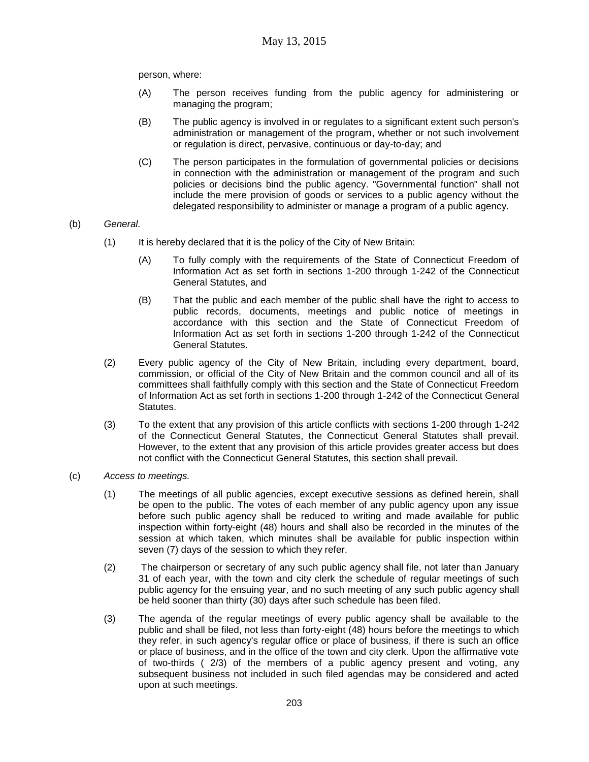person, where:

(A) The person receives funding from the public agency for administering or managing the program;

(B) The public agency is involved in or regulates to a significant extent such person's administration or management of the program, whether or not such involvement or regulation is direct, pervasive, continuous or day-to-day; and

(C) The person participates in the formulation of governmental policies or decisions in connection with the administration or management of the program and such policies or decisions bind the public agency. "Governmental function" shall not include the mere provision of goods or services to a public agency without the delegated responsibility to administer or manage a program of a public agency.

(b) *General.*

(1) It is hereby declared that it is the policy of the City of New Britain:

(A) To fully comply with the requirements of the State of Connecticut Freedom of Information Act as set forth in sections 1-200 through 1-242 of the Connecticut General Statutes, and

(B) That the public and each member of the public shall have the right to access to public records, documents, meetings and public notice of meetings in accordance with this section and the State of Connecticut Freedom of Information Act as set forth in sections 1-200 through 1-242 of the Connecticut General Statutes.

(2) Every public agency of the City of New Britain, including every department, board, commission, or official of the City of New Britain and the common council and all of its committees shall faithfully comply with this section and the State of Connecticut Freedom of Information Act as set forth in sections 1-200 through 1-242 of the Connecticut General Statutes.

(3) To the extent that any provision of this article conflicts with sections 1-200 through 1-242 of the Connecticut General Statutes, the Connecticut General Statutes shall prevail. However, to the extent that any provision of this article provides greater access but does not conflict with the Connecticut General Statutes, this section shall prevail.

(c) *Access to meetings.*

(1) The meetings of all public agencies, except executive sessions as defined herein, shall be open to the public. The votes of each member of any public agency upon any issue before such public agency shall be reduced to writing and made available for public inspection within forty-eight (48) hours and shall also be recorded in the minutes of the session at which taken, which minutes shall be available for public inspection within seven (7) days of the session to which they refer.

(2) The chairperson or secretary of any such public agency shall file, not later than January 31 of each year, with the town and city clerk the schedule of regular meetings of such public agency for the ensuing year, and no such meeting of any such public agency shall be held sooner than thirty (30) days after such schedule has been filed.

(3) The agenda of the regular meetings of every public agency shall be available to the public and shall be filed, not less than forty-eight (48) hours before the meetings to which they refer, in such agency's regular office or place of business, if there is such an office or place of business, and in the office of the town and city clerk. Upon the affirmative vote of two-thirds ( 2/3) of the members of a public agency present and voting, any subsequent business not included in such filed agendas may be considered and acted upon at such meetings.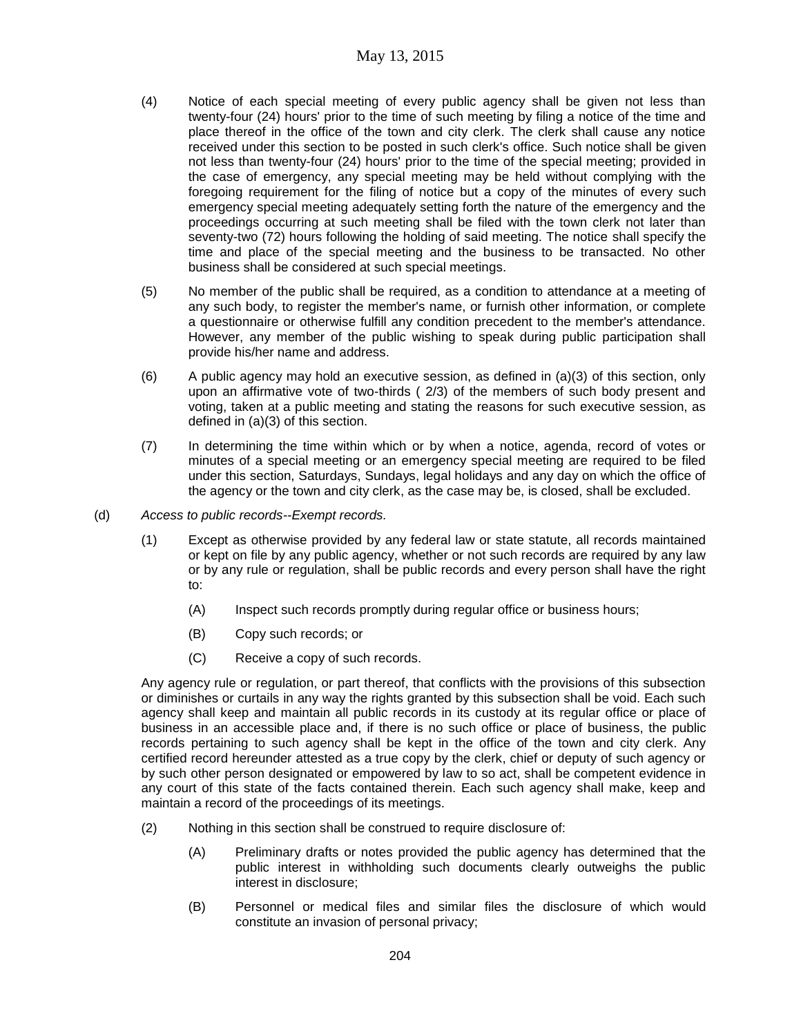(4) Notice of each special meeting of every public agency shall be given not less than twenty-four (24) hours' prior to the time of such meeting by filing a notice of the time and place thereof in the office of the town and city clerk. The clerk shall cause any notice received under this section to be posted in such clerk's office. Such notice shall be given not less than twenty-four (24) hours' prior to the time of the special meeting; provided in the case of emergency, any special meeting may be held without complying with the foregoing requirement for the filing of notice but a copy of the minutes of every such emergency special meeting adequately setting forth the nature of the emergency and the proceedings occurring at such meeting shall be filed with the town clerk not later than seventy-two (72) hours following the holding of said meeting. The notice shall specify the time and place of the special meeting and the business to be transacted. No other business shall be considered at such special meetings.

(5) No member of the public shall be required, as a condition to attendance at a meeting of any such body, to register the member's name, or furnish other information, or complete a questionnaire or otherwise fulfill any condition precedent to the member's attendance. However, any member of the public wishing to speak during public participation shall provide his/her name and address.

(6) A public agency may hold an executive session, as defined in (a)(3) of this section, only upon an affirmative vote of two-thirds ( 2/3) of the members of such body present and voting, taken at a public meeting and stating the reasons for such executive session, as defined in (a)(3) of this section.

(7) In determining the time within which or by when a notice, agenda, record of votes or minutes of a special meeting or an emergency special meeting are required to be filed under this section, Saturdays, Sundays, legal holidays and any day on which the office of the agency or the town and city clerk, as the case may be, is closed, shall be excluded.

(d) *Access to public records--Exempt records.*

(1) Except as otherwise provided by any federal law or state statute, all records maintained or kept on file by any public agency, whether or not such records are required by any law or by any rule or regulation, shall be public records and every person shall have the right to:

(A) Inspect such records promptly during regular office or business hours;

(B) Copy such records; or

(C) Receive a copy of such records.

Any agency rule or regulation, or part thereof, that conflicts with the provisions of this subsection or diminishes or curtails in any way the rights granted by this subsection shall be void. Each such agency shall keep and maintain all public records in its custody at its regular office or place of business in an accessible place and, if there is no such office or place of business, the public records pertaining to such agency shall be kept in the office of the town and city clerk. Any certified record hereunder attested as a true copy by the clerk, chief or deputy of such agency or by such other person designated or empowered by law to so act, shall be competent evidence in any court of this state of the facts contained therein. Each such agency shall make, keep and maintain a record of the proceedings of its meetings.

(2) Nothing in this section shall be construed to require disclosure of:

(A) Preliminary drafts or notes provided the public agency has determined that the public interest in withholding such documents clearly outweighs the public interest in disclosure;

(B) Personnel or medical files and similar files the disclosure of which would constitute an invasion of personal privacy;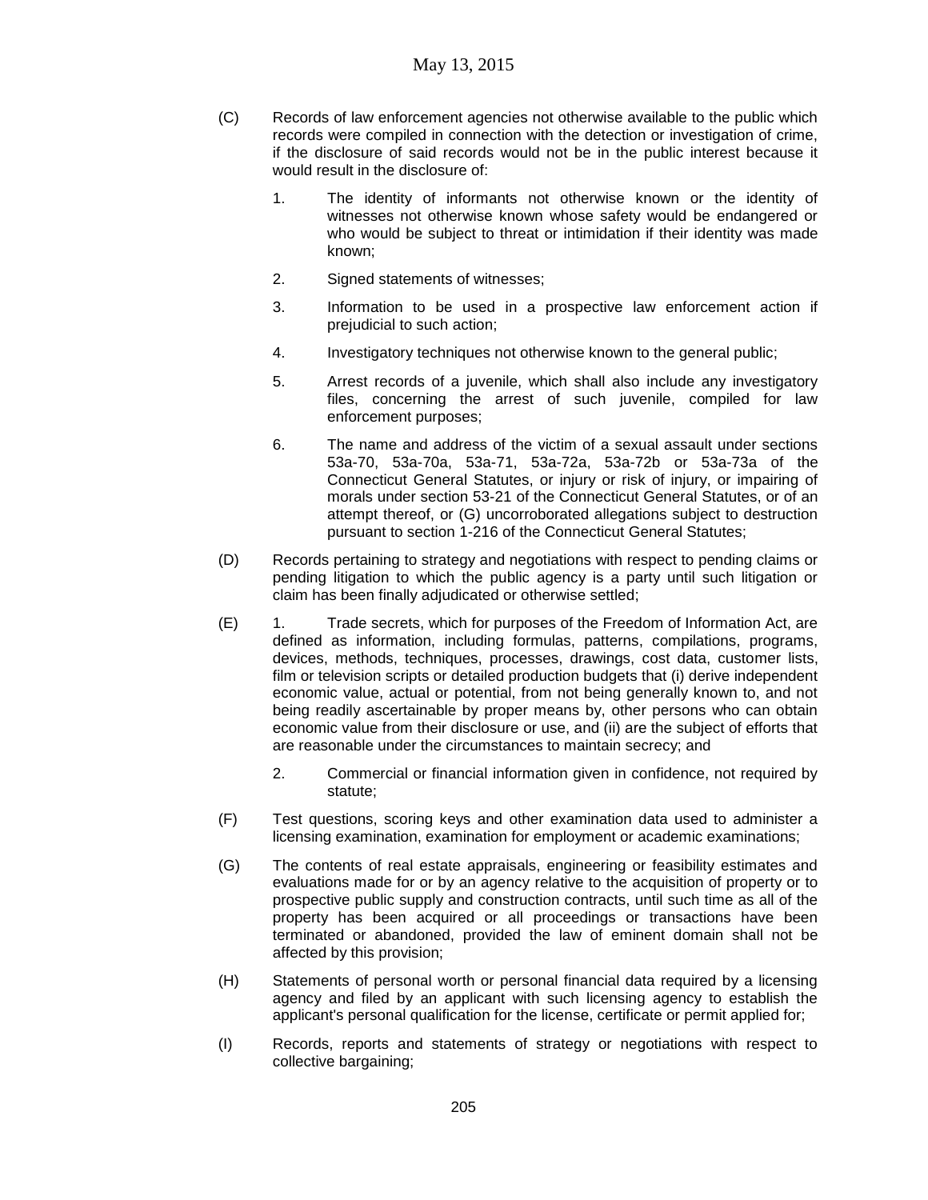(C) Records of law enforcement agencies not otherwise available to the public which records were compiled in connection with the detection or investigation of crime, if the disclosure of said records would not be in the public interest because it would result in the disclosure of:

1. The identity of informants not otherwise known or the identity of witnesses not otherwise known whose safety would be endangered or who would be subject to threat or intimidation if their identity was made known;

2. Signed statements of witnesses;

3. Information to be used in a prospective law enforcement action if prejudicial to such action;

4. Investigatory techniques not otherwise known to the general public;

5. Arrest records of a juvenile, which shall also include any investigatory files, concerning the arrest of such juvenile, compiled for law enforcement purposes;

6. The name and address of the victim of a sexual assault under sections 53a-70, 53a-70a, 53a-71, 53a-72a, 53a-72b or 53a-73a of the Connecticut General Statutes, or injury or risk of injury, or impairing of morals under section 53-21 of the Connecticut General Statutes, or of an attempt thereof, or (G) uncorroborated allegations subject to destruction pursuant to section 1-216 of the Connecticut General Statutes;

(D) Records pertaining to strategy and negotiations with respect to pending claims or pending litigation to which the public agency is a party until such litigation or claim has been finally adjudicated or otherwise settled;

(E) 1. Trade secrets, which for purposes of the Freedom of Information Act, are defined as information, including formulas, patterns, compilations, programs, devices, methods, techniques, processes, drawings, cost data, customer lists, film or television scripts or detailed production budgets that (i) derive independent economic value, actual or potential, from not being generally known to, and not being readily ascertainable by proper means by, other persons who can obtain economic value from their disclosure or use, and (ii) are the subject of efforts that are reasonable under the circumstances to maintain secrecy; and

2. Commercial or financial information given in confidence, not required by statute;

(F) Test questions, scoring keys and other examination data used to administer a licensing examination, examination for employment or academic examinations;

(G) The contents of real estate appraisals, engineering or feasibility estimates and evaluations made for or by an agency relative to the acquisition of property or to prospective public supply and construction contracts, until such time as all of the property has been acquired or all proceedings or transactions have been terminated or abandoned, provided the law of eminent domain shall not be affected by this provision;

(H) Statements of personal worth or personal financial data required by a licensing agency and filed by an applicant with such licensing agency to establish the applicant's personal qualification for the license, certificate or permit applied for;

(I) Records, reports and statements of strategy or negotiations with respect to collective bargaining;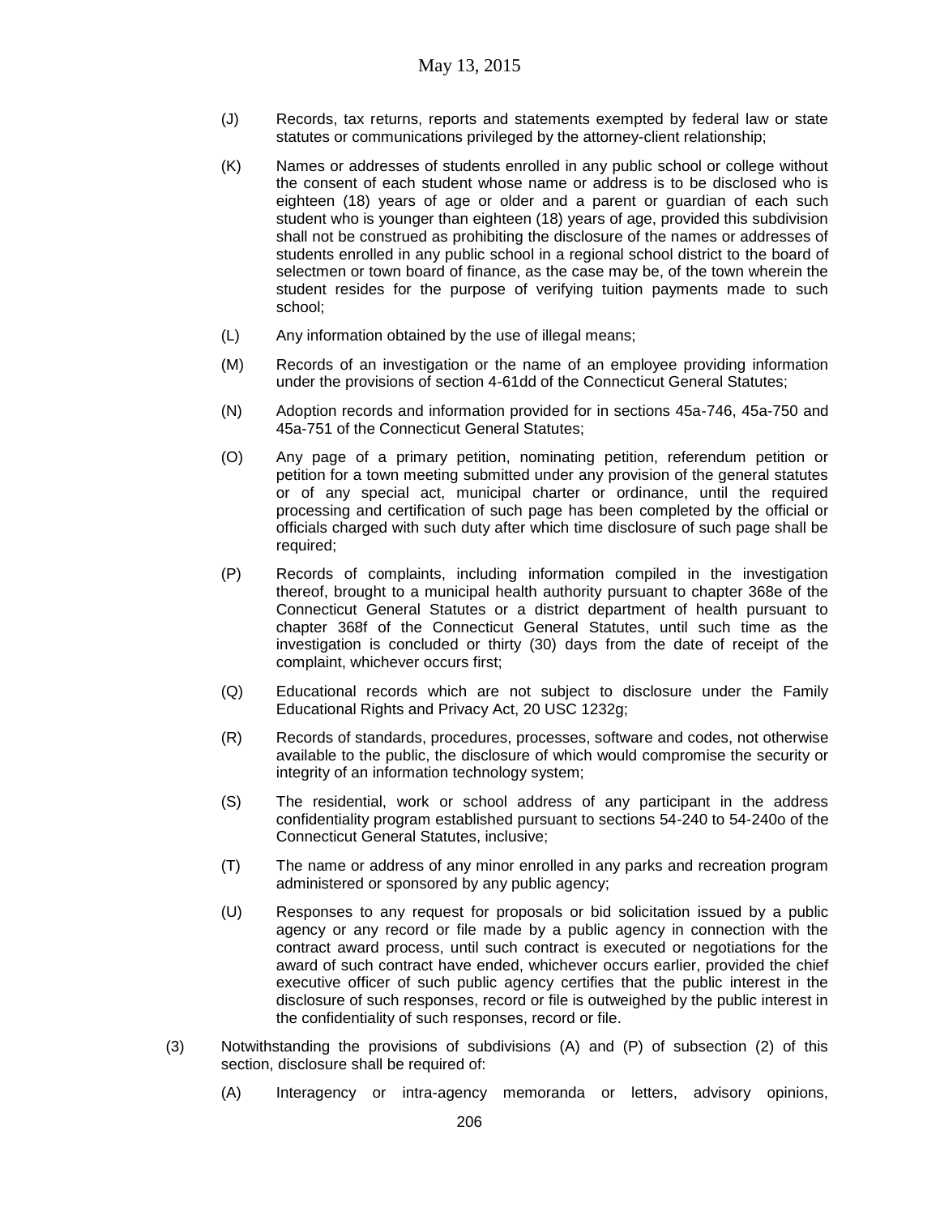(J) Records, tax returns, reports and statements exempted by federal law or state statutes or communications privileged by the attorney-client relationship;

(K) Names or addresses of students enrolled in any public school or college without the consent of each student whose name or address is to be disclosed who is eighteen (18) years of age or older and a parent or guardian of each such student who is younger than eighteen (18) years of age, provided this subdivision shall not be construed as prohibiting the disclosure of the names or addresses of students enrolled in any public school in a regional school district to the board of selectmen or town board of finance, as the case may be, of the town wherein the student resides for the purpose of verifying tuition payments made to such school;

(L) Any information obtained by the use of illegal means;

(M) Records of an investigation or the name of an employee providing information under the provisions of section 4-61dd of the Connecticut General Statutes;

(N) Adoption records and information provided for in sections 45a-746, 45a-750 and 45a-751 of the Connecticut General Statutes;

(O) Any page of a primary petition, nominating petition, referendum petition or petition for a town meeting submitted under any provision of the general statutes or of any special act, municipal charter or ordinance, until the required processing and certification of such page has been completed by the official or officials charged with such duty after which time disclosure of such page shall be required;

(P) Records of complaints, including information compiled in the investigation thereof, brought to a municipal health authority pursuant to chapter 368e of the Connecticut General Statutes or a district department of health pursuant to chapter 368f of the Connecticut General Statutes, until such time as the investigation is concluded or thirty (30) days from the date of receipt of the complaint, whichever occurs first;

(Q) Educational records which are not subject to disclosure under the Family Educational Rights and Privacy Act, 20 USC 1232g;

(R) Records of standards, procedures, processes, software and codes, not otherwise available to the public, the disclosure of which would compromise the security or integrity of an information technology system;

(S) The residential, work or school address of any participant in the address confidentiality program established pursuant to sections 54-240 to 54-240o of the Connecticut General Statutes, inclusive;

(T) The name or address of any minor enrolled in any parks and recreation program administered or sponsored by any public agency;

(U) Responses to any request for proposals or bid solicitation issued by a public agency or any record or file made by a public agency in connection with the contract award process, until such contract is executed or negotiations for the award of such contract have ended, whichever occurs earlier, provided the chief executive officer of such public agency certifies that the public interest in the disclosure of such responses, record or file is outweighed by the public interest in the confidentiality of such responses, record or file.

(3) Notwithstanding the provisions of subdivisions (A) and (P) of subsection (2) of this section, disclosure shall be required of:

(A) Interagency or intra-agency memoranda or letters, advisory opinions,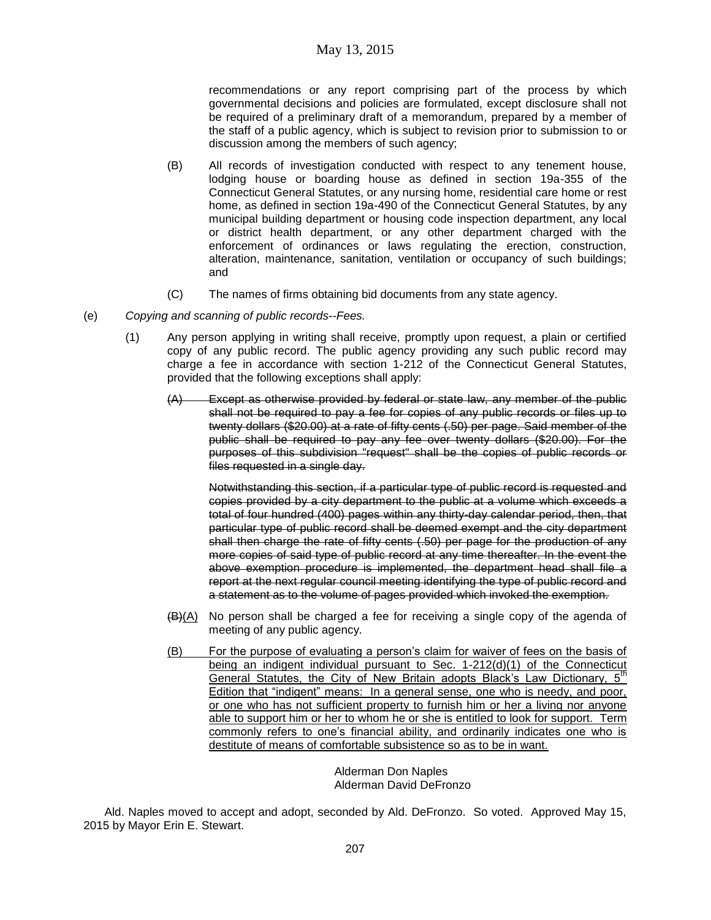recommendations or any report comprising part of the process by which governmental decisions and policies are formulated, except disclosure shall not be required of a preliminary draft of a memorandum, prepared by a member of the staff of a public agency, which is subject to revision prior to submission to or discussion among the members of such agency;

(B) All records of investigation conducted with respect to any tenement house, lodging house or boarding house as defined in section 19a-355 of the Connecticut General Statutes, or any nursing home, residential care home or rest home, as defined in section 19a-490 of the Connecticut General Statutes, by any municipal building department or housing code inspection department, any local or district health department, or any other department charged with the enforcement of ordinances or laws regulating the erection, construction, alteration, maintenance, sanitation, ventilation or occupancy of such buildings; and

(C) The names of firms obtaining bid documents from any state agency.

(e) *Copying and scanning of public records--Fees.*

(1) Any person applying in writing shall receive, promptly upon request, a plain or certified copy of any public record. The public agency providing any such public record may charge a fee in accordance with section 1-212 of the Connecticut General Statutes, provided that the following exceptions shall apply:

~~(A) Except as otherwise provided by federal or state law, any member of the public shall not be required to pay a fee for copies of any public records or files up to twenty dollars ($20.00) at a rate of fifty cents (.50) per page. Said member of the public shall be required to pay any fee over twenty dollars ($20.00). For the purposes of this subdivision "request" shall be the copies of public records or files requested in a single day.~~

~~Notwithstanding this section, if a particular type of public record is requested and copies provided by a city department to the public at a volume which exceeds a total of four hundred (400) pages within any thirty-day calendar period, then, that particular type of public record shall be deemed exempt and the city department shall then charge the rate of fifty cents (.50) per page for the production of any more copies of said type of public record at any time thereafter. In the event the above exemption procedure is implemented, the department head shall file a report at the next regular council meeting identifying the type of public record and a statement as to the volume of pages provided which invoked the exemption.~~

~~(B)~~<u>(A)</u> No person shall be charged a fee for receiving a single copy of the agenda of meeting of any public agency.

<u>(B) For the purpose of evaluating a person's claim for waiver of fees on the basis of being an indigent individual pursuant to Sec. 1-212(d)(1) of the Connecticut General Statutes, the City of New Britain adopts Black's Law Dictionary, 5th Edition that "indigent" means: In a general sense, one who is needy, and poor, or one who has not sufficient property to furnish him or her a living nor anyone able to support him or her to whom he or she is entitled to look for support. Term commonly refers to one's financial ability, and ordinarily indicates one who is destitute of means of comfortable subsistence so as to be in want.</u>

Alderman Don Naples
Alderman David DeFronzo

Ald. Naples moved to accept and adopt, seconded by Ald. DeFronzo. So voted. Approved May 15, 2015 by Mayor Erin E. Stewart.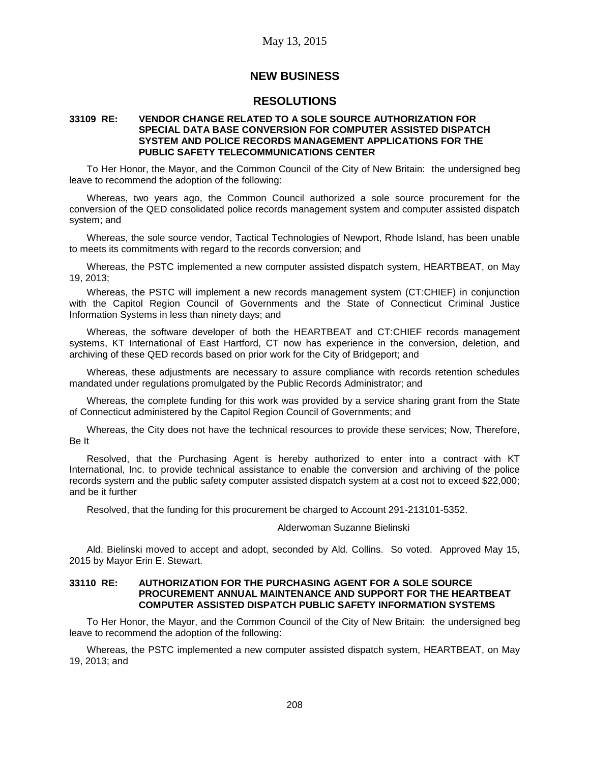May 13, 2015

# NEW BUSINESS

## RESOLUTIONS

**33109 RE: VENDOR CHANGE RELATED TO A SOLE SOURCE AUTHORIZATION FOR SPECIAL DATA BASE CONVERSION FOR COMPUTER ASSISTED DISPATCH SYSTEM AND POLICE RECORDS MANAGEMENT APPLICATIONS FOR THE PUBLIC SAFETY TELECOMMUNICATIONS CENTER**

To Her Honor, the Mayor, and the Common Council of the City of New Britain: the undersigned beg leave to recommend the adoption of the following:

Whereas, two years ago, the Common Council authorized a sole source procurement for the conversion of the QED consolidated police records management system and computer assisted dispatch system; and

Whereas, the sole source vendor, Tactical Technologies of Newport, Rhode Island, has been unable to meets its commitments with regard to the records conversion; and

Whereas, the PSTC implemented a new computer assisted dispatch system, HEARTBEAT, on May 19, 2013;

Whereas, the PSTC will implement a new records management system (CT:CHIEF) in conjunction with the Capitol Region Council of Governments and the State of Connecticut Criminal Justice Information Systems in less than ninety days; and

Whereas, the software developer of both the HEARTBEAT and CT:CHIEF records management systems, KT International of East Hartford, CT now has experience in the conversion, deletion, and archiving of these QED records based on prior work for the City of Bridgeport; and

Whereas, these adjustments are necessary to assure compliance with records retention schedules mandated under regulations promulgated by the Public Records Administrator; and

Whereas, the complete funding for this work was provided by a service sharing grant from the State of Connecticut administered by the Capitol Region Council of Governments; and

Whereas, the City does not have the technical resources to provide these services; Now, Therefore, Be It

Resolved, that the Purchasing Agent is hereby authorized to enter into a contract with KT International, Inc. to provide technical assistance to enable the conversion and archiving of the police records system and the public safety computer assisted dispatch system at a cost not to exceed $22,000; and be it further

Resolved, that the funding for this procurement be charged to Account 291-213101-5352.

Alderwoman Suzanne Bielinski

Ald. Bielinski moved to accept and adopt, seconded by Ald. Collins. So voted. Approved May 15, 2015 by Mayor Erin E. Stewart.

**33110 RE: AUTHORIZATION FOR THE PURCHASING AGENT FOR A SOLE SOURCE PROCUREMENT ANNUAL MAINTENANCE AND SUPPORT FOR THE HEARTBEAT COMPUTER ASSISTED DISPATCH PUBLIC SAFETY INFORMATION SYSTEMS**

To Her Honor, the Mayor, and the Common Council of the City of New Britain: the undersigned beg leave to recommend the adoption of the following:

Whereas, the PSTC implemented a new computer assisted dispatch system, HEARTBEAT, on May 19, 2013; and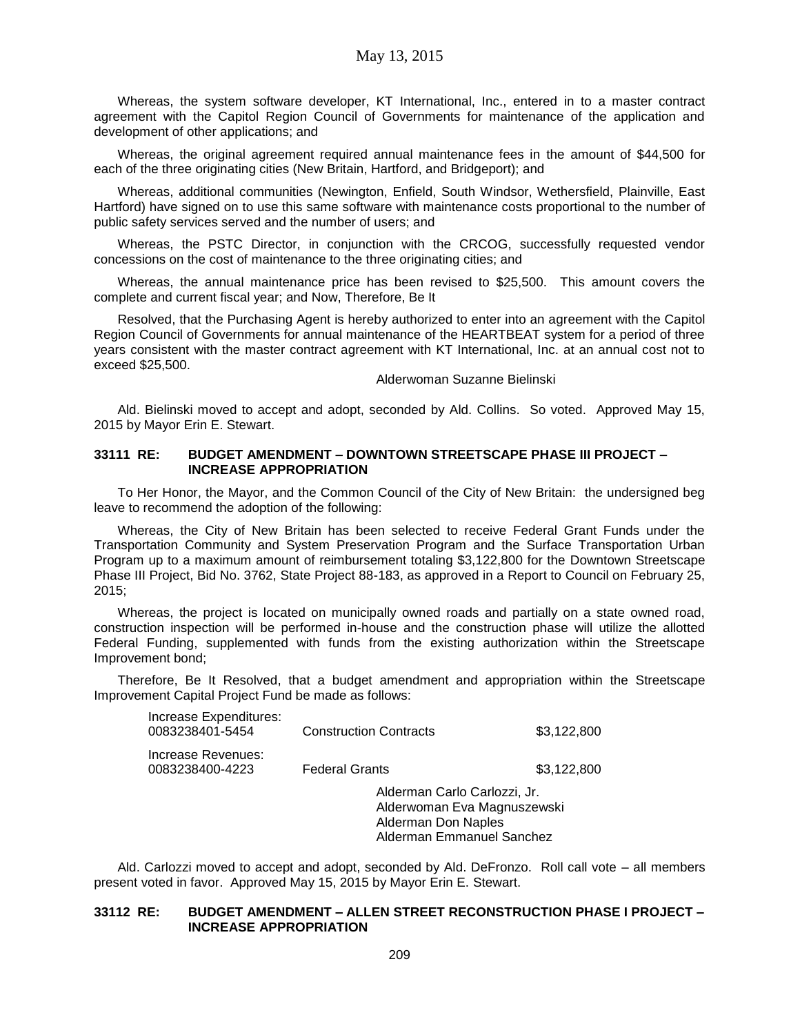Whereas, the system software developer, KT International, Inc., entered in to a master contract agreement with the Capitol Region Council of Governments for maintenance of the application and development of other applications; and

Whereas, the original agreement required annual maintenance fees in the amount of $44,500 for each of the three originating cities (New Britain, Hartford, and Bridgeport); and

Whereas, additional communities (Newington, Enfield, South Windsor, Wethersfield, Plainville, East Hartford) have signed on to use this same software with maintenance costs proportional to the number of public safety services served and the number of users; and

Whereas, the PSTC Director, in conjunction with the CRCOG, successfully requested vendor concessions on the cost of maintenance to the three originating cities; and

Whereas, the annual maintenance price has been revised to $25,500. This amount covers the complete and current fiscal year; and Now, Therefore, Be It

Resolved, that the Purchasing Agent is hereby authorized to enter into an agreement with the Capitol Region Council of Governments for annual maintenance of the HEARTBEAT system for a period of three years consistent with the master contract agreement with KT International, Inc. at an annual cost not to exceed $25,500.

Alderwoman Suzanne Bielinski

Ald. Bielinski moved to accept and adopt, seconded by Ald. Collins. So voted. Approved May 15, 2015 by Mayor Erin E. Stewart.

**33111 RE: BUDGET AMENDMENT – DOWNTOWN STREETSCAPE PHASE III PROJECT – INCREASE APPROPRIATION**

To Her Honor, the Mayor, and the Common Council of the City of New Britain: the undersigned beg leave to recommend the adoption of the following:

Whereas, the City of New Britain has been selected to receive Federal Grant Funds under the Transportation Community and System Preservation Program and the Surface Transportation Urban Program up to a maximum amount of reimbursement totaling $3,122,800 for the Downtown Streetscape Phase III Project, Bid No. 3762, State Project 88-183, as approved in a Report to Council on February 25, 2015;

Whereas, the project is located on municipally owned roads and partially on a state owned road, construction inspection will be performed in-house and the construction phase will utilize the allotted Federal Funding, supplemented with funds from the existing authorization within the Streetscape Improvement bond;

Therefore, Be It Resolved, that a budget amendment and appropriation within the Streetscape Improvement Capital Project Fund be made as follows:

| | | |
|---|---|---|
| Increase Expenditures: 0083238401-5454 | Construction Contracts | $3,122,800 |
| Increase Revenues: 0083238400-4223 | Federal Grants | $3,122,800 |

Alderman Carlo Carlozzi, Jr.
Alderwoman Eva Magnuszewski
Alderman Don Naples
Alderman Emmanuel Sanchez

Ald. Carlozzi moved to accept and adopt, seconded by Ald. DeFronzo. Roll call vote – all members present voted in favor. Approved May 15, 2015 by Mayor Erin E. Stewart.

**33112 RE: BUDGET AMENDMENT – ALLEN STREET RECONSTRUCTION PHASE I PROJECT – INCREASE APPROPRIATION**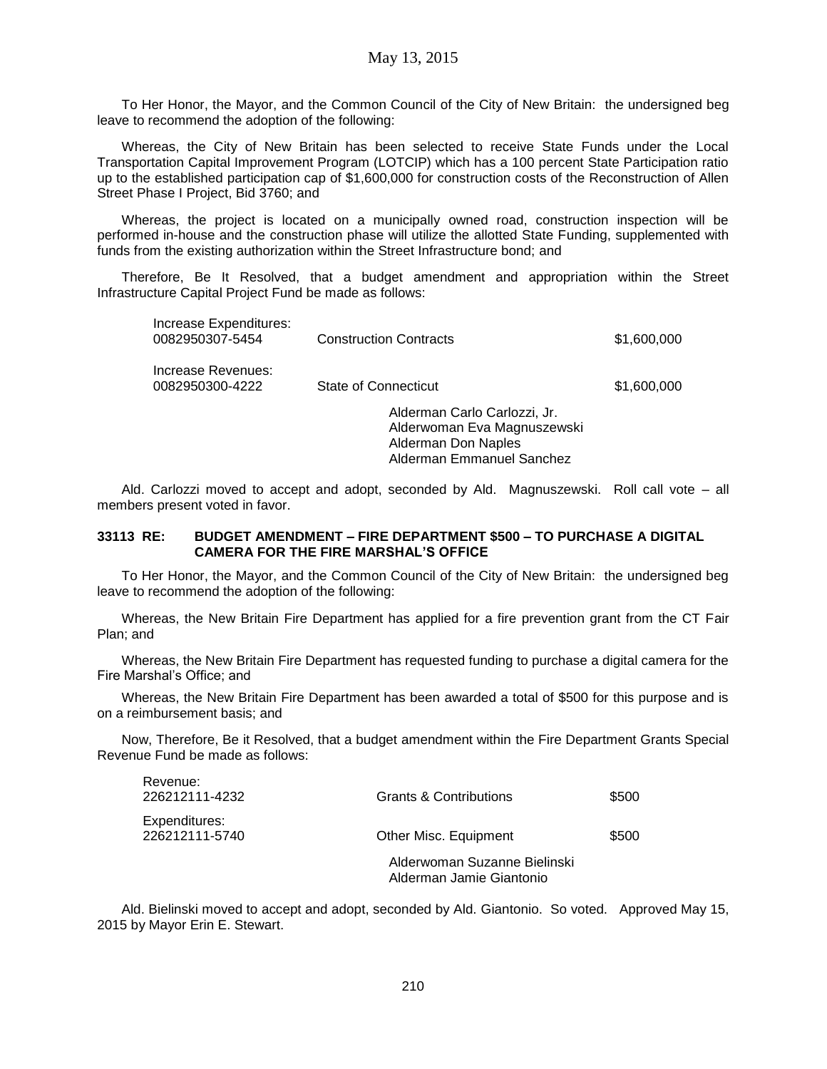May 13, 2015

To Her Honor, the Mayor, and the Common Council of the City of New Britain: the undersigned beg leave to recommend the adoption of the following:

Whereas, the City of New Britain has been selected to receive State Funds under the Local Transportation Capital Improvement Program (LOTCIP) which has a 100 percent State Participation ratio up to the established participation cap of $1,600,000 for construction costs of the Reconstruction of Allen Street Phase I Project, Bid 3760; and

Whereas, the project is located on a municipally owned road, construction inspection will be performed in-house and the construction phase will utilize the allotted State Funding, supplemented with funds from the existing authorization within the Street Infrastructure bond; and

Therefore, Be It Resolved, that a budget amendment and appropriation within the Street Infrastructure Capital Project Fund be made as follows:

| | | |
|---|---|---|
| Increase Expenditures: 0082950307-5454 | Construction Contracts | $1,600,000 |
| Increase Revenues: 0082950300-4222 | State of Connecticut | $1,600,000 |

Alderman Carlo Carlozzi, Jr.
Alderwoman Eva Magnuszewski
Alderman Don Naples
Alderman Emmanuel Sanchez

Ald. Carlozzi moved to accept and adopt, seconded by Ald. Magnuszewski. Roll call vote – all members present voted in favor.

**33113 RE: BUDGET AMENDMENT – FIRE DEPARTMENT $500 – TO PURCHASE A DIGITAL CAMERA FOR THE FIRE MARSHAL'S OFFICE**

To Her Honor, the Mayor, and the Common Council of the City of New Britain: the undersigned beg leave to recommend the adoption of the following:

Whereas, the New Britain Fire Department has applied for a fire prevention grant from the CT Fair Plan; and

Whereas, the New Britain Fire Department has requested funding to purchase a digital camera for the Fire Marshal's Office; and

Whereas, the New Britain Fire Department has been awarded a total of $500 for this purpose and is on a reimbursement basis; and

Now, Therefore, Be it Resolved, that a budget amendment within the Fire Department Grants Special Revenue Fund be made as follows:

| | | |
|---|---|---|
| Revenue: 226212111-4232 | Grants & Contributions | $500 |
| Expenditures: 226212111-5740 | Other Misc. Equipment | $500 |

Alderwoman Suzanne Bielinski
Alderman Jamie Giantonio

Ald. Bielinski moved to accept and adopt, seconded by Ald. Giantonio. So voted. Approved May 15, 2015 by Mayor Erin E. Stewart.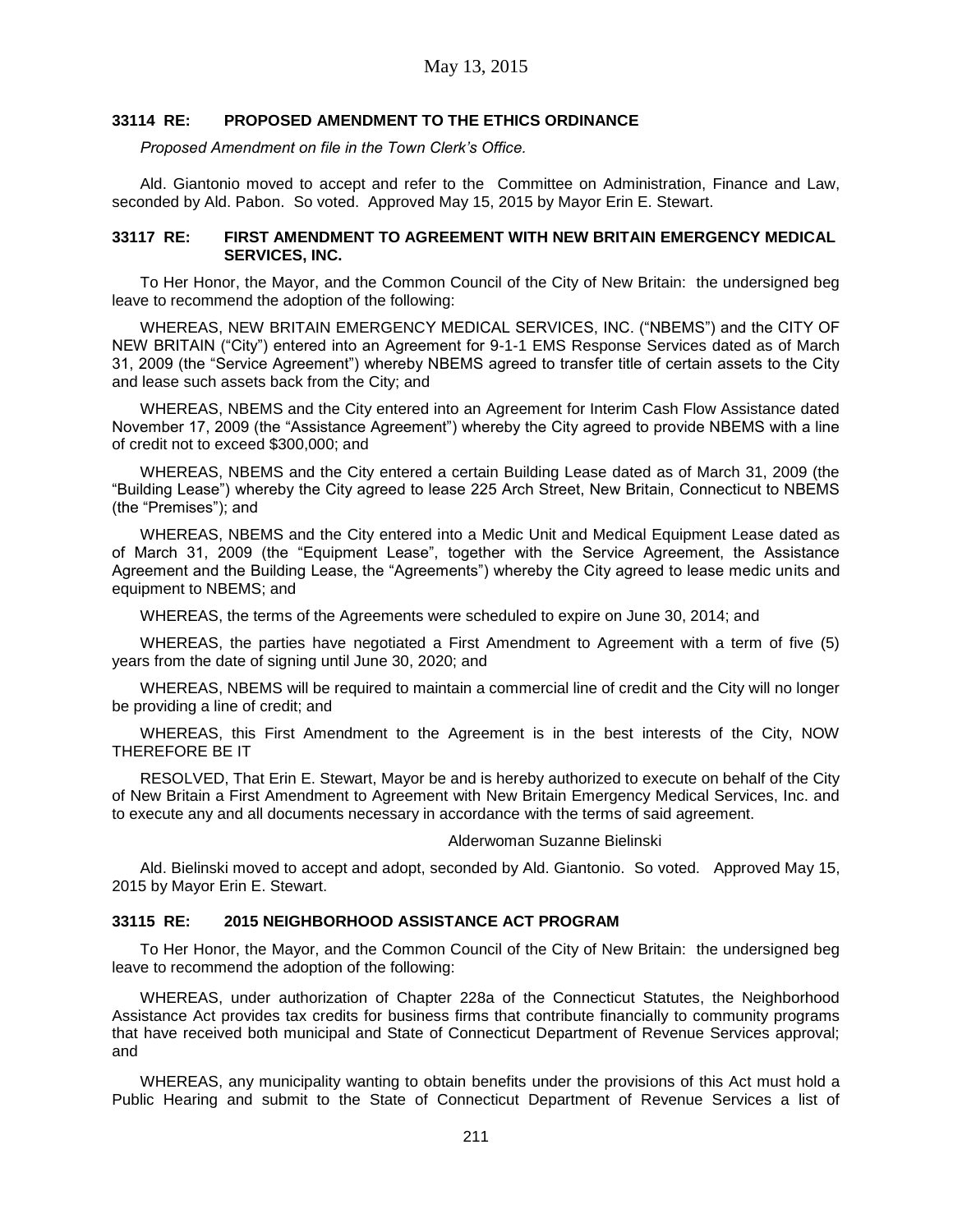### 33114 RE: PROPOSED AMENDMENT TO THE ETHICS ORDINANCE

*Proposed Amendment on file in the Town Clerk's Office.*

Ald. Giantonio moved to accept and refer to the Committee on Administration, Finance and Law, seconded by Ald. Pabon. So voted. Approved May 15, 2015 by Mayor Erin E. Stewart.

### 33117 RE: FIRST AMENDMENT TO AGREEMENT WITH NEW BRITAIN EMERGENCY MEDICAL SERVICES, INC.

To Her Honor, the Mayor, and the Common Council of the City of New Britain: the undersigned beg leave to recommend the adoption of the following:

WHEREAS, NEW BRITAIN EMERGENCY MEDICAL SERVICES, INC. ("NBEMS") and the CITY OF NEW BRITAIN ("City") entered into an Agreement for 9-1-1 EMS Response Services dated as of March 31, 2009 (the "Service Agreement") whereby NBEMS agreed to transfer title of certain assets to the City and lease such assets back from the City; and

WHEREAS, NBEMS and the City entered into an Agreement for Interim Cash Flow Assistance dated November 17, 2009 (the "Assistance Agreement") whereby the City agreed to provide NBEMS with a line of credit not to exceed $300,000; and

WHEREAS, NBEMS and the City entered a certain Building Lease dated as of March 31, 2009 (the "Building Lease") whereby the City agreed to lease 225 Arch Street, New Britain, Connecticut to NBEMS (the "Premises"); and

WHEREAS, NBEMS and the City entered into a Medic Unit and Medical Equipment Lease dated as of March 31, 2009 (the "Equipment Lease", together with the Service Agreement, the Assistance Agreement and the Building Lease, the "Agreements") whereby the City agreed to lease medic units and equipment to NBEMS; and

WHEREAS, the terms of the Agreements were scheduled to expire on June 30, 2014; and

WHEREAS, the parties have negotiated a First Amendment to Agreement with a term of five (5) years from the date of signing until June 30, 2020; and

WHEREAS, NBEMS will be required to maintain a commercial line of credit and the City will no longer be providing a line of credit; and

WHEREAS, this First Amendment to the Agreement is in the best interests of the City, NOW THEREFORE BE IT

RESOLVED, That Erin E. Stewart, Mayor be and is hereby authorized to execute on behalf of the City of New Britain a First Amendment to Agreement with New Britain Emergency Medical Services, Inc. and to execute any and all documents necessary in accordance with the terms of said agreement.

Alderwoman Suzanne Bielinski

Ald. Bielinski moved to accept and adopt, seconded by Ald. Giantonio. So voted. Approved May 15, 2015 by Mayor Erin E. Stewart.

### 33115 RE: 2015 NEIGHBORHOOD ASSISTANCE ACT PROGRAM

To Her Honor, the Mayor, and the Common Council of the City of New Britain: the undersigned beg leave to recommend the adoption of the following:

WHEREAS, under authorization of Chapter 228a of the Connecticut Statutes, the Neighborhood Assistance Act provides tax credits for business firms that contribute financially to community programs that have received both municipal and State of Connecticut Department of Revenue Services approval; and

WHEREAS, any municipality wanting to obtain benefits under the provisions of this Act must hold a Public Hearing and submit to the State of Connecticut Department of Revenue Services a list of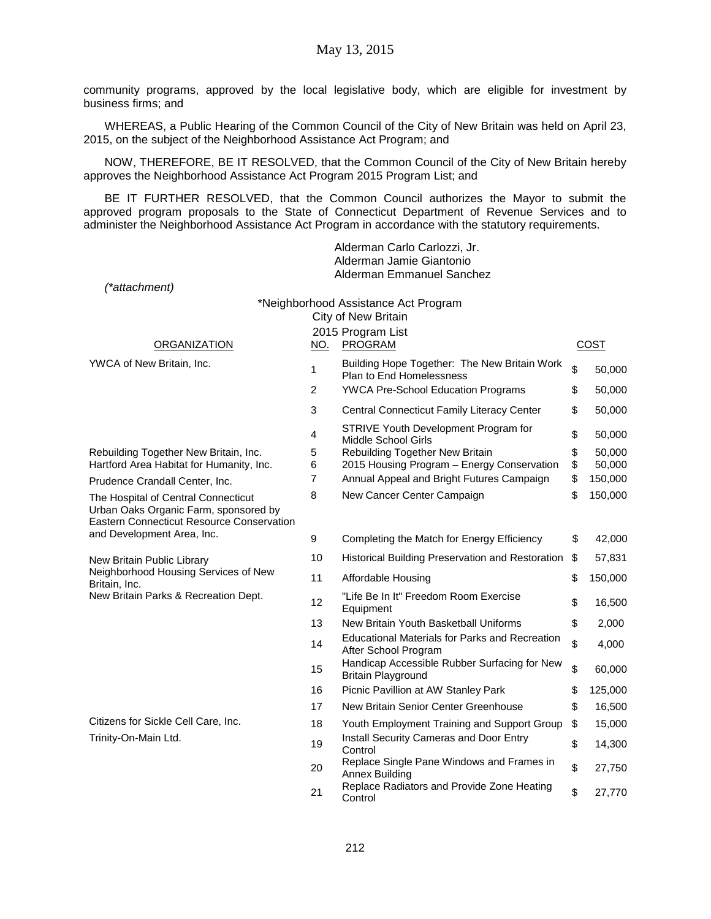community programs, approved by the local legislative body, which are eligible for investment by business firms; and

WHEREAS, a Public Hearing of the Common Council of the City of New Britain was held on April 23, 2015, on the subject of the Neighborhood Assistance Act Program; and

NOW, THEREFORE, BE IT RESOLVED, that the Common Council of the City of New Britain hereby approves the Neighborhood Assistance Act Program 2015 Program List; and

BE IT FURTHER RESOLVED, that the Common Council authorizes the Mayor to submit the approved program proposals to the State of Connecticut Department of Revenue Services and to administer the Neighborhood Assistance Act Program in accordance with the statutory requirements.

Alderman Carlo Carlozzi, Jr.
Alderman Jamie Giantonio
Alderman Emmanuel Sanchez

*(\*attachment)*

\*Neighborhood Assistance Act Program
City of New Britain
2015 Program List

| ORGANIZATION | NO. | PROGRAM | COST |
|---|---|---|---|
| YWCA of New Britain, Inc. | 1 | Building Hope Together: The New Britain Work Plan to End Homelessness | $ 50,000 |
| | 2 | YWCA Pre-School Education Programs | $ 50,000 |
| | 3 | Central Connecticut Family Literacy Center | $ 50,000 |
| | 4 | STRIVE Youth Development Program for Middle School Girls | $ 50,000 |
| Rebuilding Together New Britain, Inc. | 5 | Rebuilding Together New Britain | $ 50,000 |
| Hartford Area Habitat for Humanity, Inc. | 6 | 2015 Housing Program – Energy Conservation | $ 50,000 |
| Prudence Crandall Center, Inc. | 7 | Annual Appeal and Bright Futures Campaign | $ 150,000 |
| The Hospital of Central Connecticut | 8 | New Cancer Center Campaign | $ 150,000 |
| Urban Oaks Organic Farm, sponsored by Eastern Connecticut Resource Conservation and Development Area, Inc. | 9 | Completing the Match for Energy Efficiency | $ 42,000 |
| New Britain Public Library | 10 | Historical Building Preservation and Restoration | $ 57,831 |
| Neighborhood Housing Services of New Britain, Inc. | 11 | Affordable Housing | $ 150,000 |
| New Britain Parks & Recreation Dept. | 12 | "Life Be In It" Freedom Room Exercise Equipment | $ 16,500 |
| | 13 | New Britain Youth Basketball Uniforms | $ 2,000 |
| | 14 | Educational Materials for Parks and Recreation After School Program | $ 4,000 |
| | 15 | Handicap Accessible Rubber Surfacing for New Britain Playground | $ 60,000 |
| | 16 | Picnic Pavillion at AW Stanley Park | $ 125,000 |
| | 17 | New Britain Senior Center Greenhouse | $ 16,500 |
| Citizens for Sickle Cell Care, Inc. | 18 | Youth Employment Training and Support Group | $ 15,000 |
| Trinity-On-Main Ltd. | 19 | Install Security Cameras and Door Entry Control | $ 14,300 |
| | 20 | Replace Single Pane Windows and Frames in Annex Building | $ 27,750 |
| | 21 | Replace Radiators and Provide Zone Heating Control | $ 27,770 |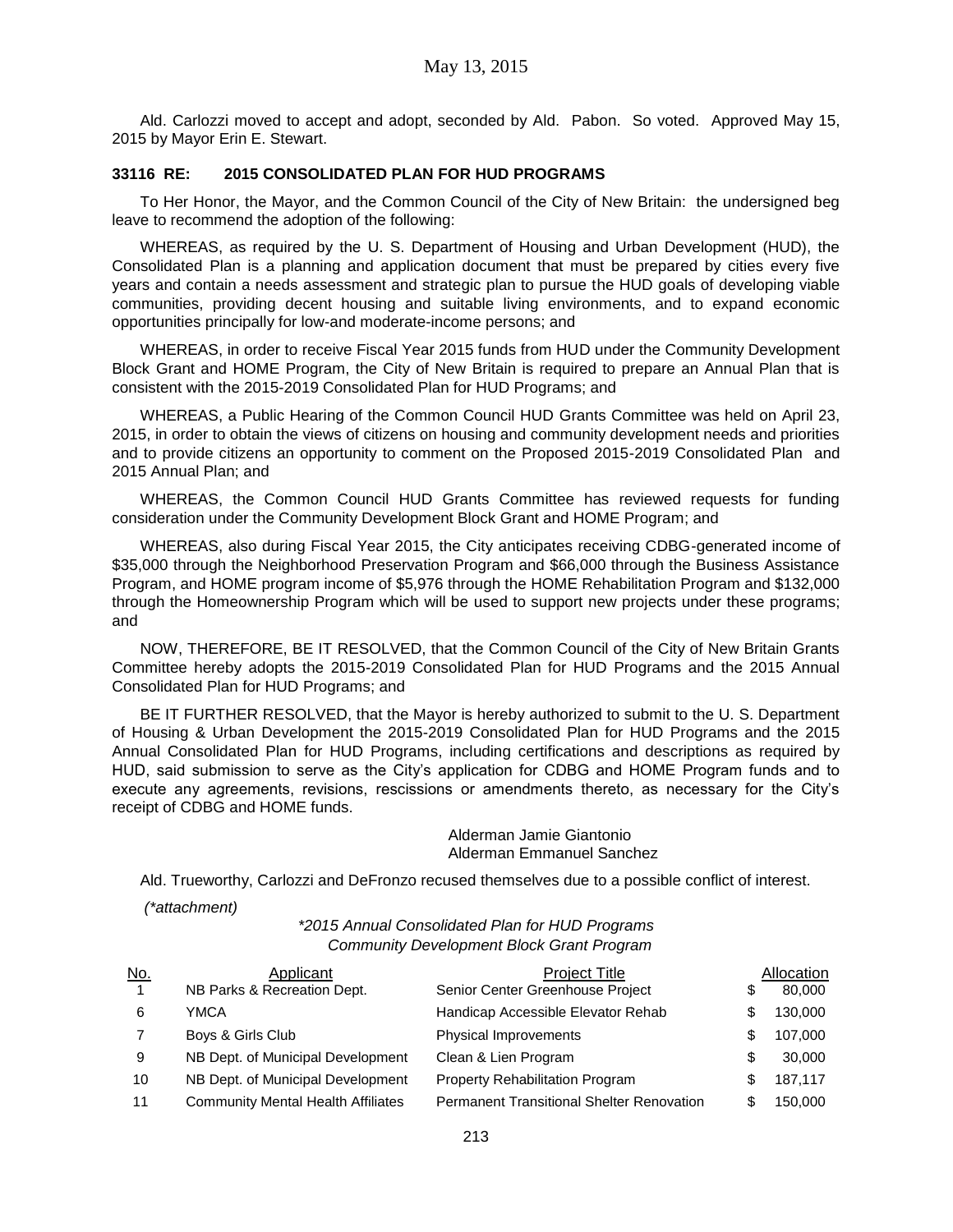Ald. Carlozzi moved to accept and adopt, seconded by Ald. Pabon. So voted. Approved May 15, 2015 by Mayor Erin E. Stewart.

**33116 RE: 2015 CONSOLIDATED PLAN FOR HUD PROGRAMS**

To Her Honor, the Mayor, and the Common Council of the City of New Britain: the undersigned beg leave to recommend the adoption of the following:

WHEREAS, as required by the U. S. Department of Housing and Urban Development (HUD), the Consolidated Plan is a planning and application document that must be prepared by cities every five years and contain a needs assessment and strategic plan to pursue the HUD goals of developing viable communities, providing decent housing and suitable living environments, and to expand economic opportunities principally for low-and moderate-income persons; and

WHEREAS, in order to receive Fiscal Year 2015 funds from HUD under the Community Development Block Grant and HOME Program, the City of New Britain is required to prepare an Annual Plan that is consistent with the 2015-2019 Consolidated Plan for HUD Programs; and

WHEREAS, a Public Hearing of the Common Council HUD Grants Committee was held on April 23, 2015, in order to obtain the views of citizens on housing and community development needs and priorities and to provide citizens an opportunity to comment on the Proposed 2015-2019 Consolidated Plan and 2015 Annual Plan; and

WHEREAS, the Common Council HUD Grants Committee has reviewed requests for funding consideration under the Community Development Block Grant and HOME Program; and

WHEREAS, also during Fiscal Year 2015, the City anticipates receiving CDBG-generated income of $35,000 through the Neighborhood Preservation Program and $66,000 through the Business Assistance Program, and HOME program income of $5,976 through the HOME Rehabilitation Program and $132,000 through the Homeownership Program which will be used to support new projects under these programs; and

NOW, THEREFORE, BE IT RESOLVED, that the Common Council of the City of New Britain Grants Committee hereby adopts the 2015-2019 Consolidated Plan for HUD Programs and the 2015 Annual Consolidated Plan for HUD Programs; and

BE IT FURTHER RESOLVED, that the Mayor is hereby authorized to submit to the U. S. Department of Housing & Urban Development the 2015-2019 Consolidated Plan for HUD Programs and the 2015 Annual Consolidated Plan for HUD Programs, including certifications and descriptions as required by HUD, said submission to serve as the City's application for CDBG and HOME Program funds and to execute any agreements, revisions, rescissions or amendments thereto, as necessary for the City's receipt of CDBG and HOME funds.

Alderman Jamie Giantonio
Alderman Emmanuel Sanchez

Ald. Trueworthy, Carlozzi and DeFronzo recused themselves due to a possible conflict of interest.

*(\*attachment)*

*\*2015 Annual Consolidated Plan for HUD Programs*
*Community Development Block Grant Program*

| No. | Applicant | Project Title | Allocation |
|---|---|---|---|
| 1 | NB Parks & Recreation Dept. | Senior Center Greenhouse Project | $ 80,000 |
| 6 | YMCA | Handicap Accessible Elevator Rehab | $ 130,000 |
| 7 | Boys & Girls Club | Physical Improvements | $ 107,000 |
| 9 | NB Dept. of Municipal Development | Clean & Lien Program | $ 30,000 |
| 10 | NB Dept. of Municipal Development | Property Rehabilitation Program | $ 187,117 |
| 11 | Community Mental Health Affiliates | Permanent Transitional Shelter Renovation | $ 150,000 |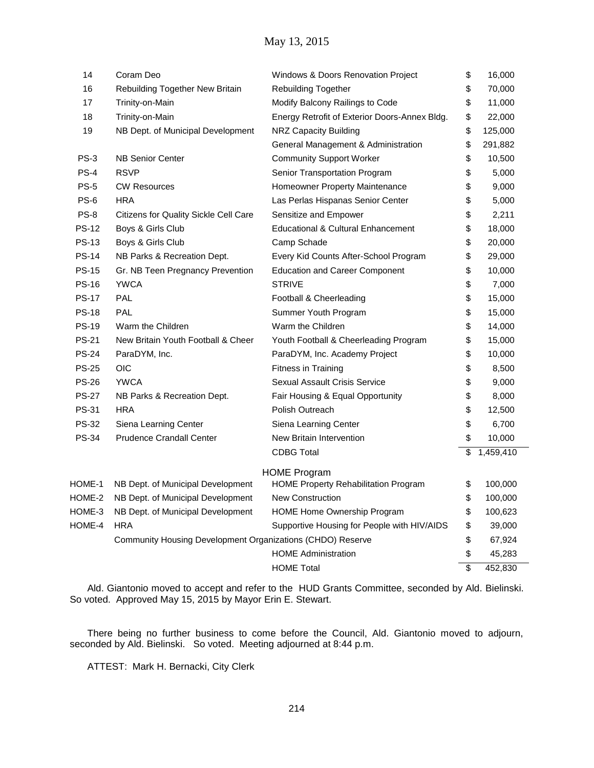| | | | |
|---|---|---|---|
| 14 | Coram Deo | Windows & Doors Renovation Project | $ 16,000 |
| 16 | Rebuilding Together New Britain | Rebuilding Together | $ 70,000 |
| 17 | Trinity-on-Main | Modify Balcony Railings to Code | $ 11,000 |
| 18 | Trinity-on-Main | Energy Retrofit of Exterior Doors-Annex Bldg. | $ 22,000 |
| 19 | NB Dept. of Municipal Development | NRZ Capacity Building | $ 125,000 |
| | | General Management & Administration | $ 291,882 |
| PS-3 | NB Senior Center | Community Support Worker | $ 10,500 |
| PS-4 | RSVP | Senior Transportation Program | $ 5,000 |
| PS-5 | CW Resources | Homeowner Property Maintenance | $ 9,000 |
| PS-6 | HRA | Las Perlas Hispanas Senior Center | $ 5,000 |
| PS-8 | Citizens for Quality Sickle Cell Care | Sensitize and Empower | $ 2,211 |
| PS-12 | Boys & Girls Club | Educational & Cultural Enhancement | $ 18,000 |
| PS-13 | Boys & Girls Club | Camp Schade | $ 20,000 |
| PS-14 | NB Parks & Recreation Dept. | Every Kid Counts After-School Program | $ 29,000 |
| PS-15 | Gr. NB Teen Pregnancy Prevention | Education and Career Component | $ 10,000 |
| PS-16 | YWCA | STRIVE | $ 7,000 |
| PS-17 | PAL | Football & Cheerleading | $ 15,000 |
| PS-18 | PAL | Summer Youth Program | $ 15,000 |
| PS-19 | Warm the Children | Warm the Children | $ 14,000 |
| PS-21 | New Britain Youth Football & Cheer | Youth Football & Cheerleading Program | $ 15,000 |
| PS-24 | ParaDYM, Inc. | ParaDYM, Inc. Academy Project | $ 10,000 |
| PS-25 | OIC | Fitness in Training | $ 8,500 |
| PS-26 | YWCA | Sexual Assault Crisis Service | $ 9,000 |
| PS-27 | NB Parks & Recreation Dept. | Fair Housing & Equal Opportunity | $ 8,000 |
| PS-31 | HRA | Polish Outreach | $ 12,500 |
| PS-32 | Siena Learning Center | Siena Learning Center | $ 6,700 |
| PS-34 | Prudence Crandall Center | New Britain Intervention | $ 10,000 |
| | | CDBG Total | $ 1,459,410 |
| | | **HOME Program** | |
| HOME-1 | NB Dept. of Municipal Development | HOME Property Rehabilitation Program | $ 100,000 |
| HOME-2 | NB Dept. of Municipal Development | New Construction | $ 100,000 |
| HOME-3 | NB Dept. of Municipal Development | HOME Home Ownership Program | $ 100,623 |
| HOME-4 | HRA | Supportive Housing for People with HIV/AIDS | $ 39,000 |
| | Community Housing Development Organizations (CHDO) Reserve | | $ 67,924 |
| | | HOME Administration | $ 45,283 |
| | | HOME Total | $ 452,830 |

Ald. Giantonio moved to accept and refer to the HUD Grants Committee, seconded by Ald. Bielinski. So voted. Approved May 15, 2015 by Mayor Erin E. Stewart.

There being no further business to come before the Council, Ald. Giantonio moved to adjourn, seconded by Ald. Bielinski. So voted. Meeting adjourned at 8:44 p.m.

ATTEST: Mark H. Bernacki, City Clerk